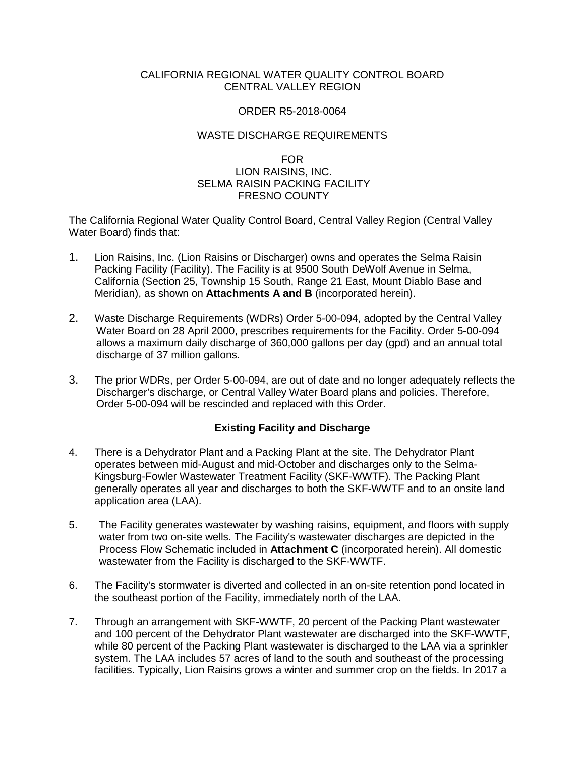CALIFORNIA REGIONAL WATER QUALITY CONTROL BOARD
CENTRAL VALLEY REGION

ORDER R5-2018-0064

WASTE DISCHARGE REQUIREMENTS

FOR
LION RAISINS, INC.
SELMA RAISIN PACKING FACILITY
FRESNO COUNTY

The California Regional Water Quality Control Board, Central Valley Region (Central Valley Water Board) finds that:

1. Lion Raisins, Inc. (Lion Raisins or Discharger) owns and operates the Selma Raisin Packing Facility (Facility). The Facility is at 9500 South DeWolf Avenue in Selma, California (Section 25, Township 15 South, Range 21 East, Mount Diablo Base and Meridian), as shown on **Attachments A and B** (incorporated herein).

2. Waste Discharge Requirements (WDRs) Order 5-00-094, adopted by the Central Valley Water Board on 28 April 2000, prescribes requirements for the Facility. Order 5-00-094 allows a maximum daily discharge of 360,000 gallons per day (gpd) and an annual total discharge of 37 million gallons.

3. The prior WDRs, per Order 5-00-094, are out of date and no longer adequately reflects the Discharger's discharge, or Central Valley Water Board plans and policies. Therefore, Order 5-00-094 will be rescinded and replaced with this Order.

## Existing Facility and Discharge

4. There is a Dehydrator Plant and a Packing Plant at the site. The Dehydrator Plant operates between mid-August and mid-October and discharges only to the Selma-Kingsburg-Fowler Wastewater Treatment Facility (SKF-WWTF). The Packing Plant generally operates all year and discharges to both the SKF-WWTF and to an onsite land application area (LAA).

5. The Facility generates wastewater by washing raisins, equipment, and floors with supply water from two on-site wells. The Facility's wastewater discharges are depicted in the Process Flow Schematic included in **Attachment C** (incorporated herein). All domestic wastewater from the Facility is discharged to the SKF-WWTF.

6. The Facility's stormwater is diverted and collected in an on-site retention pond located in the southeast portion of the Facility, immediately north of the LAA.

7. Through an arrangement with SKF-WWTF, 20 percent of the Packing Plant wastewater and 100 percent of the Dehydrator Plant wastewater are discharged into the SKF-WWTF, while 80 percent of the Packing Plant wastewater is discharged to the LAA via a sprinkler system. The LAA includes 57 acres of land to the south and southeast of the processing facilities. Typically, Lion Raisins grows a winter and summer crop on the fields. In 2017 a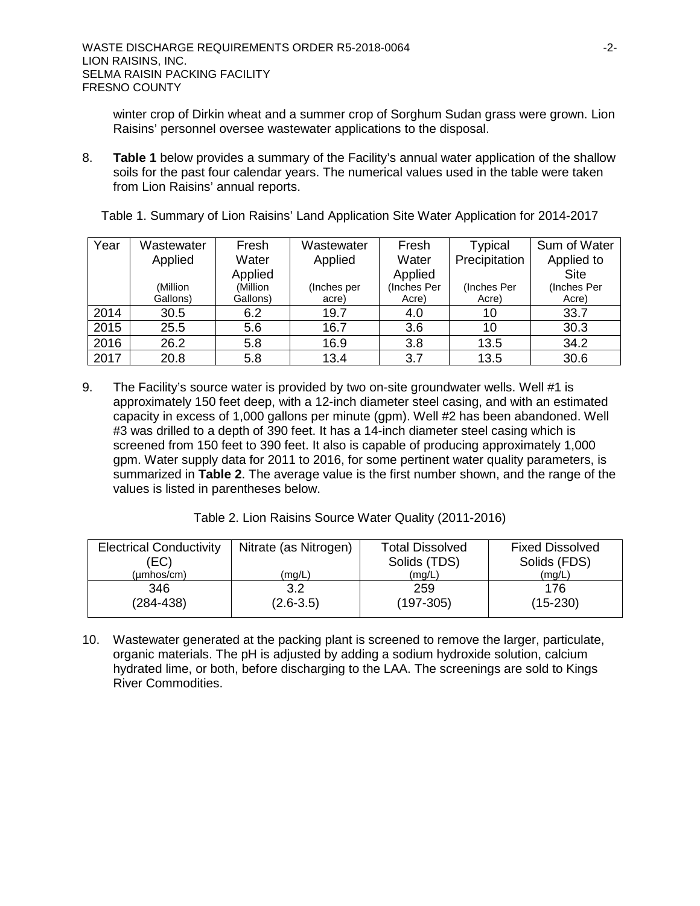winter crop of Dirkin wheat and a summer crop of Sorghum Sudan grass were grown. Lion Raisins' personnel oversee wastewater applications to the disposal.

8. **Table 1** below provides a summary of the Facility's annual water application of the shallow soils for the past four calendar years. The numerical values used in the table were taken from Lion Raisins' annual reports.

Table 1. Summary of Lion Raisins' Land Application Site Water Application for 2014-2017

| Year | Wastewater Applied (Million Gallons) | Fresh Water Applied (Million Gallons) | Wastewater Applied (Inches per acre) | Fresh Water Applied (Inches Per Acre) | Typical Precipitation (Inches Per Acre) | Sum of Water Applied to Site (Inches Per Acre) |
|---|---|---|---|---|---|---|
| 2014 | 30.5 | 6.2 | 19.7 | 4.0 | 10 | 33.7 |
| 2015 | 25.5 | 5.6 | 16.7 | 3.6 | 10 | 30.3 |
| 2016 | 26.2 | 5.8 | 16.9 | 3.8 | 13.5 | 34.2 |
| 2017 | 20.8 | 5.8 | 13.4 | 3.7 | 13.5 | 30.6 |

9. The Facility's source water is provided by two on-site groundwater wells. Well #1 is approximately 150 feet deep, with a 12-inch diameter steel casing, and with an estimated capacity in excess of 1,000 gallons per minute (gpm). Well #2 has been abandoned. Well #3 was drilled to a depth of 390 feet. It has a 14-inch diameter steel casing which is screened from 150 feet to 390 feet. It also is capable of producing approximately 1,000 gpm. Water supply data for 2011 to 2016, for some pertinent water quality parameters, is summarized in **Table 2**. The average value is the first number shown, and the range of the values is listed in parentheses below.

Table 2. Lion Raisins Source Water Quality (2011-2016)

| Electrical Conductivity (EC) (µmhos/cm) | Nitrate (as Nitrogen) (mg/L) | Total Dissolved Solids (TDS) (mg/L) | Fixed Dissolved Solids (FDS) (mg/L) |
|---|---|---|---|
| 346 (284-438) | 3.2 (2.6-3.5) | 259 (197-305) | 176 (15-230) |

10. Wastewater generated at the packing plant is screened to remove the larger, particulate, organic materials. The pH is adjusted by adding a sodium hydroxide solution, calcium hydrated lime, or both, before discharging to the LAA. The screenings are sold to Kings River Commodities.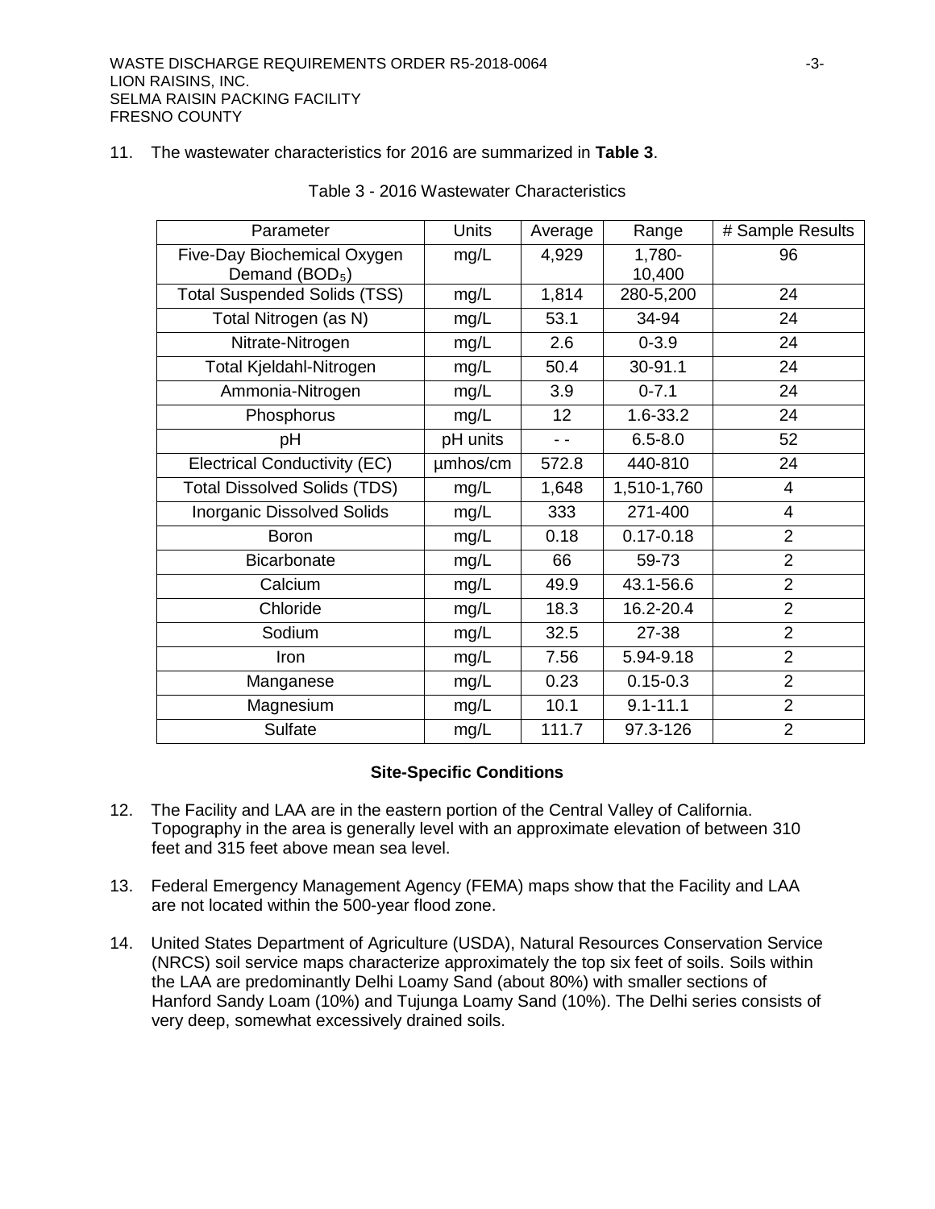11. The wastewater characteristics for 2016 are summarized in **Table 3**.

Table 3 - 2016 Wastewater Characteristics

| Parameter | Units | Average | Range | # Sample Results |
|---|---|---|---|---|
| Five-Day Biochemical Oxygen Demand ($BOD_5$) | mg/L | 4,929 | 1,780-10,400 | 96 |
| Total Suspended Solids (TSS) | mg/L | 1,814 | 280-5,200 | 24 |
| Total Nitrogen (as N) | mg/L | 53.1 | 34-94 | 24 |
| Nitrate-Nitrogen | mg/L | 2.6 | 0-3.9 | 24 |
| Total Kjeldahl-Nitrogen | mg/L | 50.4 | 30-91.1 | 24 |
| Ammonia-Nitrogen | mg/L | 3.9 | 0-7.1 | 24 |
| Phosphorus | mg/L | 12 | 1.6-33.2 | 24 |
| pH | pH units | - - | 6.5-8.0 | 52 |
| Electrical Conductivity (EC) | µmhos/cm | 572.8 | 440-810 | 24 |
| Total Dissolved Solids (TDS) | mg/L | 1,648 | 1,510-1,760 | 4 |
| Inorganic Dissolved Solids | mg/L | 333 | 271-400 | 4 |
| Boron | mg/L | 0.18 | 0.17-0.18 | 2 |
| Bicarbonate | mg/L | 66 | 59-73 | 2 |
| Calcium | mg/L | 49.9 | 43.1-56.6 | 2 |
| Chloride | mg/L | 18.3 | 16.2-20.4 | 2 |
| Sodium | mg/L | 32.5 | 27-38 | 2 |
| Iron | mg/L | 7.56 | 5.94-9.18 | 2 |
| Manganese | mg/L | 0.23 | 0.15-0.3 | 2 |
| Magnesium | mg/L | 10.1 | 9.1-11.1 | 2 |
| Sulfate | mg/L | 111.7 | 97.3-126 | 2 |

### Site-Specific Conditions

12. The Facility and LAA are in the eastern portion of the Central Valley of California. Topography in the area is generally level with an approximate elevation of between 310 feet and 315 feet above mean sea level.

13. Federal Emergency Management Agency (FEMA) maps show that the Facility and LAA are not located within the 500-year flood zone.

14. United States Department of Agriculture (USDA), Natural Resources Conservation Service (NRCS) soil service maps characterize approximately the top six feet of soils. Soils within the LAA are predominantly Delhi Loamy Sand (about 80%) with smaller sections of Hanford Sandy Loam (10%) and Tujunga Loamy Sand (10%). The Delhi series consists of very deep, somewhat excessively drained soils.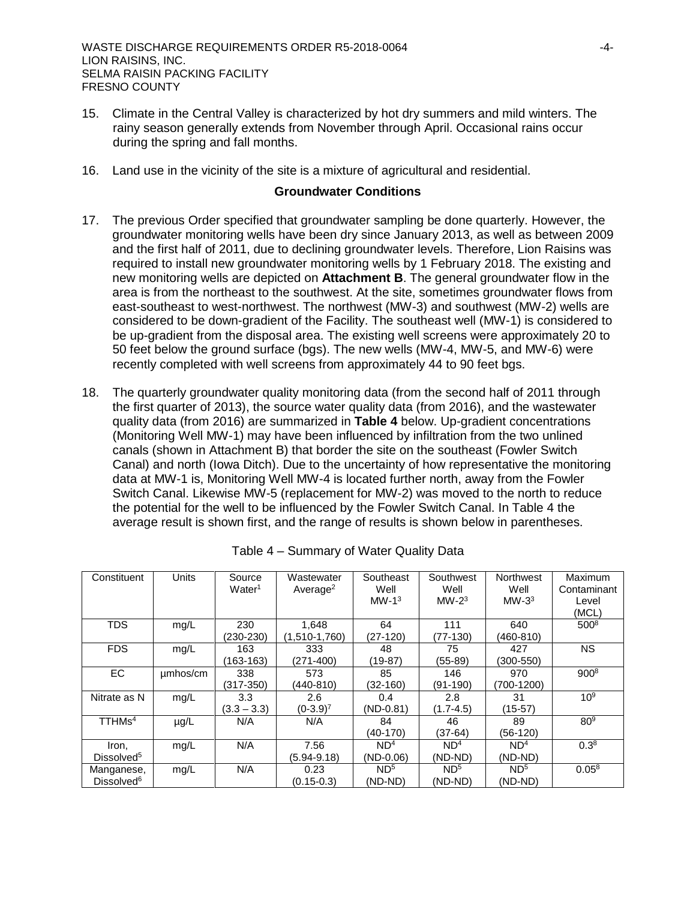15. Climate in the Central Valley is characterized by hot dry summers and mild winters. The rainy season generally extends from November through April. Occasional rains occur during the spring and fall months.

16. Land use in the vicinity of the site is a mixture of agricultural and residential.

### Groundwater Conditions

17. The previous Order specified that groundwater sampling be done quarterly. However, the groundwater monitoring wells have been dry since January 2013, as well as between 2009 and the first half of 2011, due to declining groundwater levels. Therefore, Lion Raisins was required to install new groundwater monitoring wells by 1 February 2018. The existing and new monitoring wells are depicted on **Attachment B**. The general groundwater flow in the area is from the northeast to the southwest. At the site, sometimes groundwater flows from east-southeast to west-northwest. The northwest (MW-3) and southwest (MW-2) wells are considered to be down-gradient of the Facility. The southeast well (MW-1) is considered to be up-gradient from the disposal area. The existing well screens were approximately 20 to 50 feet below the ground surface (bgs). The new wells (MW-4, MW-5, and MW-6) were recently completed with well screens from approximately 44 to 90 feet bgs.

18. The quarterly groundwater quality monitoring data (from the second half of 2011 through the first quarter of 2013), the source water quality data (from 2016), and the wastewater quality data (from 2016) are summarized in **Table 4** below. Up-gradient concentrations (Monitoring Well MW-1) may have been influenced by infiltration from the two unlined canals (shown in Attachment B) that border the site on the southeast (Fowler Switch Canal) and north (Iowa Ditch). Due to the uncertainty of how representative the monitoring data at MW-1 is, Monitoring Well MW-4 is located further north, away from the Fowler Switch Canal. Likewise MW-5 (replacement for MW-2) was moved to the north to reduce the potential for the well to be influenced by the Fowler Switch Canal. In Table 4 the average result is shown first, and the range of results is shown below in parentheses.

Table 4 – Summary of Water Quality Data

| Constituent | Units | Source Water[1] | Wastewater Average[2] | Southeast Well MW-1[3] | Southwest Well MW-2[3] | Northwest Well MW-3[3] | Maximum Contaminant Level (MCL) |
|---|---|---|---|---|---|---|---|
| TDS | mg/L | 230 (230-230) | 1,648 (1,510-1,760) | 64 (27-120) | 111 (77-130) | 640 (460-810) | 500[8] |
| FDS | mg/L | 163 (163-163) | 333 (271-400) | 48 (19-87) | 75 (55-89) | 427 (300-550) | NS |
| EC | µmhos/cm | 338 (317-350) | 573 (440-810) | 85 (32-160) | 146 (91-190) | 970 (700-1200) | 900[8] |
| Nitrate as N | mg/L | 3.3 (3.3 – 3.3) | 2.6 (0-3.9)[7] | 0.4 (ND-0.81) | 2.8 (1.7-4.5) | 31 (15-57) | 10[9] |
| TTHMs[4] | µg/L | N/A | N/A | 84 (40-170) | 46 (37-64) | 89 (56-120) | 80[9] |
| Iron, Dissolved[5] | mg/L | N/A | 7.56 (5.94-9.18) | ND[4] (ND-0.06) | ND[4] (ND-ND) | ND[4] (ND-ND) | 0.3[8] |
| Manganese, Dissolved[6] | mg/L | N/A | 0.23 (0.15-0.3) | ND[5] (ND-ND) | ND[5] (ND-ND) | ND[5] (ND-ND) | 0.05[8] |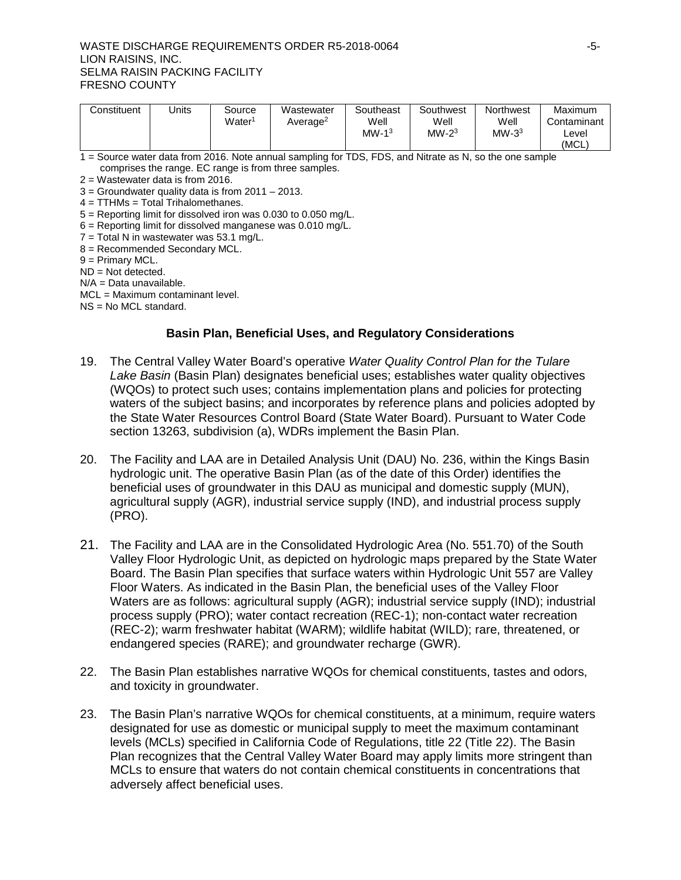| Constituent | Units | Source Water[1] | Wastewater Average[2] | Southeast Well MW-1[3] | Southwest Well MW-2[3] | Northwest Well MW-3[3] | Maximum Contaminant Level (MCL) |
|---|---|---|---|---|---|---|---|

1 = Source water data from 2016. Note annual sampling for TDS, FDS, and Nitrate as N, so the one sample comprises the range. EC range is from three samples.
2 = Wastewater data is from 2016.
3 = Groundwater quality data is from 2011 – 2013.
4 = TTHMs = Total Trihalomethanes.
5 = Reporting limit for dissolved iron was 0.030 to 0.050 mg/L.
6 = Reporting limit for dissolved manganese was 0.010 mg/L.
7 = Total N in wastewater was 53.1 mg/L.
8 = Recommended Secondary MCL.
9 = Primary MCL.
ND = Not detected.
N/A = Data unavailable.
MCL = Maximum contaminant level.
NS = No MCL standard.

## Basin Plan, Beneficial Uses, and Regulatory Considerations

19. The Central Valley Water Board's operative *Water Quality Control Plan for the Tulare Lake Basin* (Basin Plan) designates beneficial uses; establishes water quality objectives (WQOs) to protect such uses; contains implementation plans and policies for protecting waters of the subject basins; and incorporates by reference plans and policies adopted by the State Water Resources Control Board (State Water Board). Pursuant to Water Code section 13263, subdivision (a), WDRs implement the Basin Plan.

20. The Facility and LAA are in Detailed Analysis Unit (DAU) No. 236, within the Kings Basin hydrologic unit. The operative Basin Plan (as of the date of this Order) identifies the beneficial uses of groundwater in this DAU as municipal and domestic supply (MUN), agricultural supply (AGR), industrial service supply (IND), and industrial process supply (PRO).

21. The Facility and LAA are in the Consolidated Hydrologic Area (No. 551.70) of the South Valley Floor Hydrologic Unit, as depicted on hydrologic maps prepared by the State Water Board. The Basin Plan specifies that surface waters within Hydrologic Unit 557 are Valley Floor Waters. As indicated in the Basin Plan, the beneficial uses of the Valley Floor Waters are as follows: agricultural supply (AGR); industrial service supply (IND); industrial process supply (PRO); water contact recreation (REC-1); non-contact water recreation (REC-2); warm freshwater habitat (WARM); wildlife habitat (WILD); rare, threatened, or endangered species (RARE); and groundwater recharge (GWR).

22. The Basin Plan establishes narrative WQOs for chemical constituents, tastes and odors, and toxicity in groundwater.

23. The Basin Plan's narrative WQOs for chemical constituents, at a minimum, require waters designated for use as domestic or municipal supply to meet the maximum contaminant levels (MCLs) specified in California Code of Regulations, title 22 (Title 22). The Basin Plan recognizes that the Central Valley Water Board may apply limits more stringent than MCLs to ensure that waters do not contain chemical constituents in concentrations that adversely affect beneficial uses.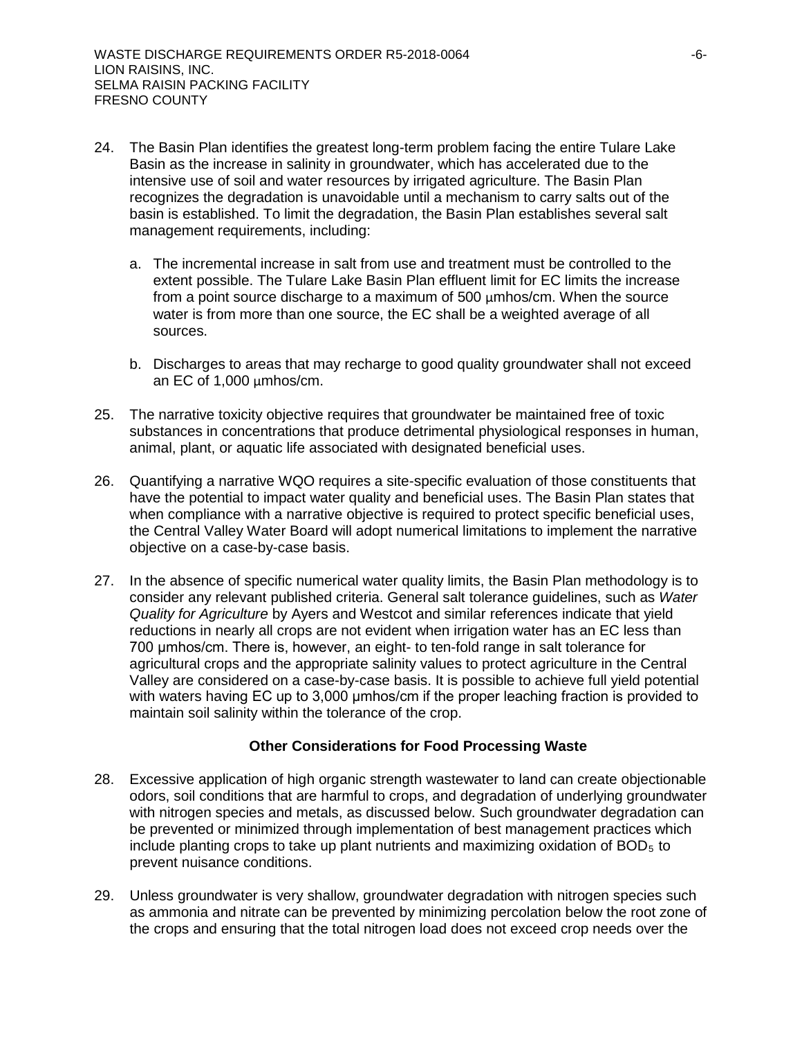24. The Basin Plan identifies the greatest long-term problem facing the entire Tulare Lake Basin as the increase in salinity in groundwater, which has accelerated due to the intensive use of soil and water resources by irrigated agriculture. The Basin Plan recognizes the degradation is unavoidable until a mechanism to carry salts out of the basin is established. To limit the degradation, the Basin Plan establishes several salt management requirements, including:

    a. The incremental increase in salt from use and treatment must be controlled to the extent possible. The Tulare Lake Basin Plan effluent limit for EC limits the increase from a point source discharge to a maximum of 500 µmhos/cm. When the source water is from more than one source, the EC shall be a weighted average of all sources.

    b. Discharges to areas that may recharge to good quality groundwater shall not exceed an EC of 1,000 µmhos/cm.

25. The narrative toxicity objective requires that groundwater be maintained free of toxic substances in concentrations that produce detrimental physiological responses in human, animal, plant, or aquatic life associated with designated beneficial uses.

26. Quantifying a narrative WQO requires a site-specific evaluation of those constituents that have the potential to impact water quality and beneficial uses. The Basin Plan states that when compliance with a narrative objective is required to protect specific beneficial uses, the Central Valley Water Board will adopt numerical limitations to implement the narrative objective on a case-by-case basis.

27. In the absence of specific numerical water quality limits, the Basin Plan methodology is to consider any relevant published criteria. General salt tolerance guidelines, such as *Water Quality for Agriculture* by Ayers and Westcot and similar references indicate that yield reductions in nearly all crops are not evident when irrigation water has an EC less than 700 µmhos/cm. There is, however, an eight- to ten-fold range in salt tolerance for agricultural crops and the appropriate salinity values to protect agriculture in the Central Valley are considered on a case-by-case basis. It is possible to achieve full yield potential with waters having EC up to 3,000 µmhos/cm if the proper leaching fraction is provided to maintain soil salinity within the tolerance of the crop.

### Other Considerations for Food Processing Waste

28. Excessive application of high organic strength wastewater to land can create objectionable odors, soil conditions that are harmful to crops, and degradation of underlying groundwater with nitrogen species and metals, as discussed below. Such groundwater degradation can be prevented or minimized through implementation of best management practices which include planting crops to take up plant nutrients and maximizing oxidation of $BOD_5$ to prevent nuisance conditions.

29. Unless groundwater is very shallow, groundwater degradation with nitrogen species such as ammonia and nitrate can be prevented by minimizing percolation below the root zone of the crops and ensuring that the total nitrogen load does not exceed crop needs over the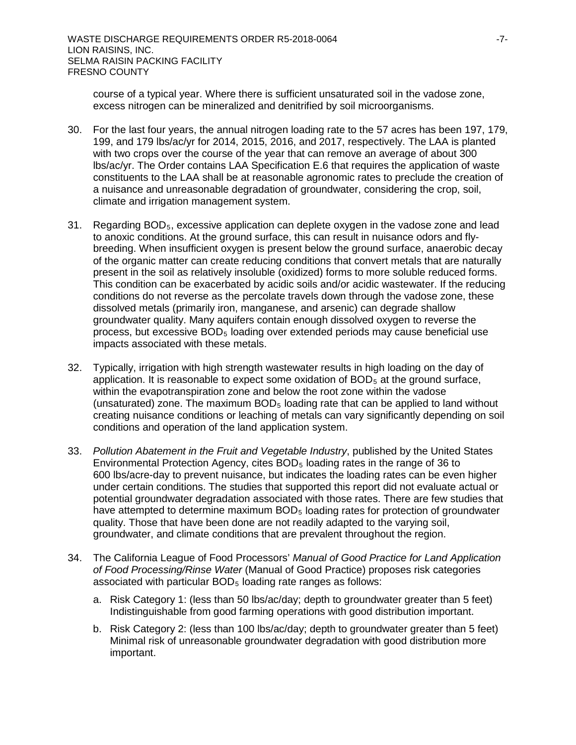course of a typical year. Where there is sufficient unsaturated soil in the vadose zone, excess nitrogen can be mineralized and denitrified by soil microorganisms.

30. For the last four years, the annual nitrogen loading rate to the 57 acres has been 197, 179, 199, and 179 lbs/ac/yr for 2014, 2015, 2016, and 2017, respectively. The LAA is planted with two crops over the course of the year that can remove an average of about 300 lbs/ac/yr. The Order contains LAA Specification E.6 that requires the application of waste constituents to the LAA shall be at reasonable agronomic rates to preclude the creation of a nuisance and unreasonable degradation of groundwater, considering the crop, soil, climate and irrigation management system.

31. Regarding $BOD_5$, excessive application can deplete oxygen in the vadose zone and lead to anoxic conditions. At the ground surface, this can result in nuisance odors and fly-breeding. When insufficient oxygen is present below the ground surface, anaerobic decay of the organic matter can create reducing conditions that convert metals that are naturally present in the soil as relatively insoluble (oxidized) forms to more soluble reduced forms. This condition can be exacerbated by acidic soils and/or acidic wastewater. If the reducing conditions do not reverse as the percolate travels down through the vadose zone, these dissolved metals (primarily iron, manganese, and arsenic) can degrade shallow groundwater quality. Many aquifers contain enough dissolved oxygen to reverse the process, but excessive $BOD_5$ loading over extended periods may cause beneficial use impacts associated with these metals.

32. Typically, irrigation with high strength wastewater results in high loading on the day of application. It is reasonable to expect some oxidation of $BOD_5$ at the ground surface, within the evapotranspiration zone and below the root zone within the vadose (unsaturated) zone. The maximum $BOD_5$ loading rate that can be applied to land without creating nuisance conditions or leaching of metals can vary significantly depending on soil conditions and operation of the land application system.

33. *Pollution Abatement in the Fruit and Vegetable Industry*, published by the United States Environmental Protection Agency, cites $BOD_5$ loading rates in the range of 36 to 600 lbs/acre-day to prevent nuisance, but indicates the loading rates can be even higher under certain conditions. The studies that supported this report did not evaluate actual or potential groundwater degradation associated with those rates. There are few studies that have attempted to determine maximum $BOD_5$ loading rates for protection of groundwater quality. Those that have been done are not readily adapted to the varying soil, groundwater, and climate conditions that are prevalent throughout the region.

34. The California League of Food Processors' *Manual of Good Practice for Land Application of Food Processing/Rinse Water* (Manual of Good Practice) proposes risk categories associated with particular $BOD_5$ loading rate ranges as follows:

    a. Risk Category 1: (less than 50 lbs/ac/day; depth to groundwater greater than 5 feet) Indistinguishable from good farming operations with good distribution important.

    b. Risk Category 2: (less than 100 lbs/ac/day; depth to groundwater greater than 5 feet) Minimal risk of unreasonable groundwater degradation with good distribution more important.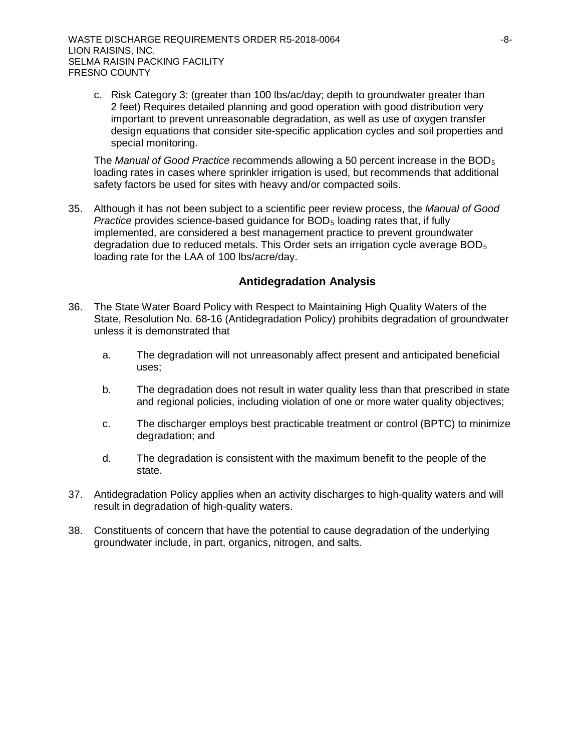c. Risk Category 3: (greater than 100 lbs/ac/day; depth to groundwater greater than 2 feet) Requires detailed planning and good operation with good distribution very important to prevent unreasonable degradation, as well as use of oxygen transfer design equations that consider site-specific application cycles and soil properties and special monitoring.

The *Manual of Good Practice* recommends allowing a 50 percent increase in the $BOD_5$ loading rates in cases where sprinkler irrigation is used, but recommends that additional safety factors be used for sites with heavy and/or compacted soils.

35. Although it has not been subject to a scientific peer review process, the *Manual of Good Practice* provides science-based guidance for $BOD_5$ loading rates that, if fully implemented, are considered a best management practice to prevent groundwater degradation due to reduced metals. This Order sets an irrigation cycle average $BOD_5$ loading rate for the LAA of 100 lbs/acre/day.

## Antidegradation Analysis

36. The State Water Board Policy with Respect to Maintaining High Quality Waters of the State, Resolution No. 68-16 (Antidegradation Policy) prohibits degradation of groundwater unless it is demonstrated that

    a. The degradation will not unreasonably affect present and anticipated beneficial uses;

    b. The degradation does not result in water quality less than that prescribed in state and regional policies, including violation of one or more water quality objectives;

    c. The discharger employs best practicable treatment or control (BPTC) to minimize degradation; and

    d. The degradation is consistent with the maximum benefit to the people of the state.

37. Antidegradation Policy applies when an activity discharges to high-quality waters and will result in degradation of high-quality waters.

38. Constituents of concern that have the potential to cause degradation of the underlying groundwater include, in part, organics, nitrogen, and salts.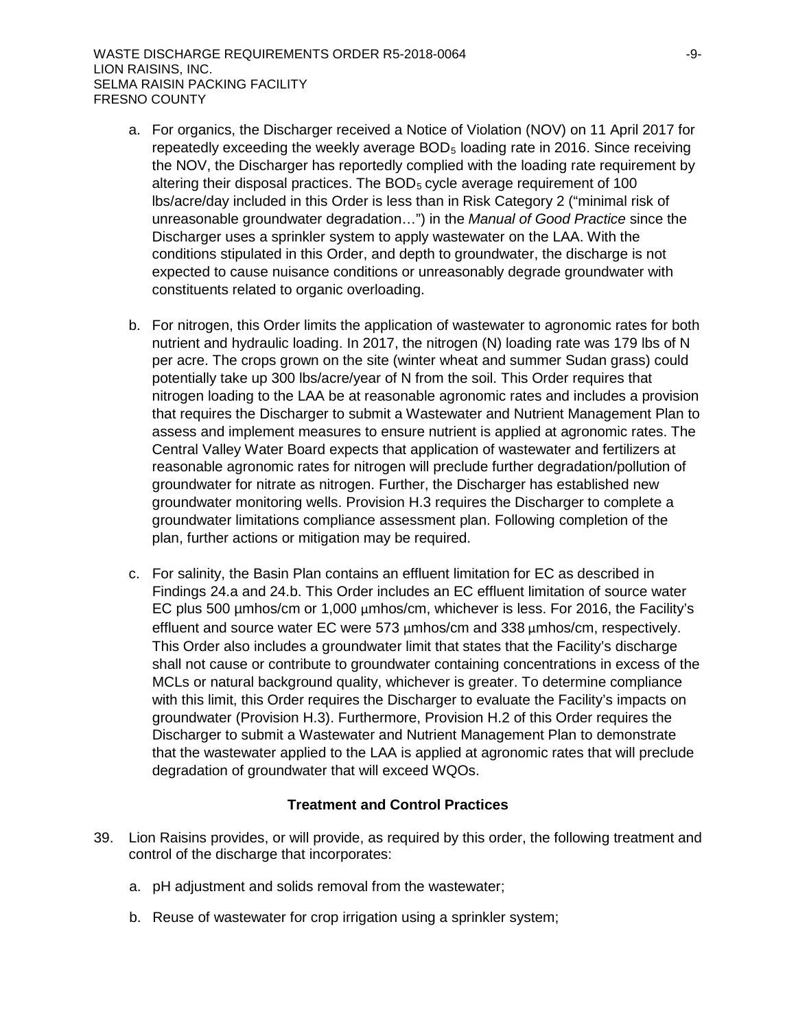a. For organics, the Discharger received a Notice of Violation (NOV) on 11 April 2017 for repeatedly exceeding the weekly average $BOD_5$ loading rate in 2016. Since receiving the NOV, the Discharger has reportedly complied with the loading rate requirement by altering their disposal practices. The $BOD_5$ cycle average requirement of 100 lbs/acre/day included in this Order is less than in Risk Category 2 ("minimal risk of unreasonable groundwater degradation…") in the *Manual of Good Practice* since the Discharger uses a sprinkler system to apply wastewater on the LAA. With the conditions stipulated in this Order, and depth to groundwater, the discharge is not expected to cause nuisance conditions or unreasonably degrade groundwater with constituents related to organic overloading.

b. For nitrogen, this Order limits the application of wastewater to agronomic rates for both nutrient and hydraulic loading. In 2017, the nitrogen (N) loading rate was 179 lbs of N per acre. The crops grown on the site (winter wheat and summer Sudan grass) could potentially take up 300 lbs/acre/year of N from the soil. This Order requires that nitrogen loading to the LAA be at reasonable agronomic rates and includes a provision that requires the Discharger to submit a Wastewater and Nutrient Management Plan to assess and implement measures to ensure nutrient is applied at agronomic rates. The Central Valley Water Board expects that application of wastewater and fertilizers at reasonable agronomic rates for nitrogen will preclude further degradation/pollution of groundwater for nitrate as nitrogen. Further, the Discharger has established new groundwater monitoring wells. Provision H.3 requires the Discharger to complete a groundwater limitations compliance assessment plan. Following completion of the plan, further actions or mitigation may be required.

c. For salinity, the Basin Plan contains an effluent limitation for EC as described in Findings 24.a and 24.b. This Order includes an EC effluent limitation of source water EC plus 500 µmhos/cm or 1,000 µmhos/cm, whichever is less. For 2016, the Facility's effluent and source water EC were 573 µmhos/cm and 338 µmhos/cm, respectively. This Order also includes a groundwater limit that states that the Facility's discharge shall not cause or contribute to groundwater containing concentrations in excess of the MCLs or natural background quality, whichever is greater. To determine compliance with this limit, this Order requires the Discharger to evaluate the Facility's impacts on groundwater (Provision H.3). Furthermore, Provision H.2 of this Order requires the Discharger to submit a Wastewater and Nutrient Management Plan to demonstrate that the wastewater applied to the LAA is applied at agronomic rates that will preclude degradation of groundwater that will exceed WQOs.

### Treatment and Control Practices

39. Lion Raisins provides, or will provide, as required by this order, the following treatment and control of the discharge that incorporates:

    a. pH adjustment and solids removal from the wastewater;

    b. Reuse of wastewater for crop irrigation using a sprinkler system;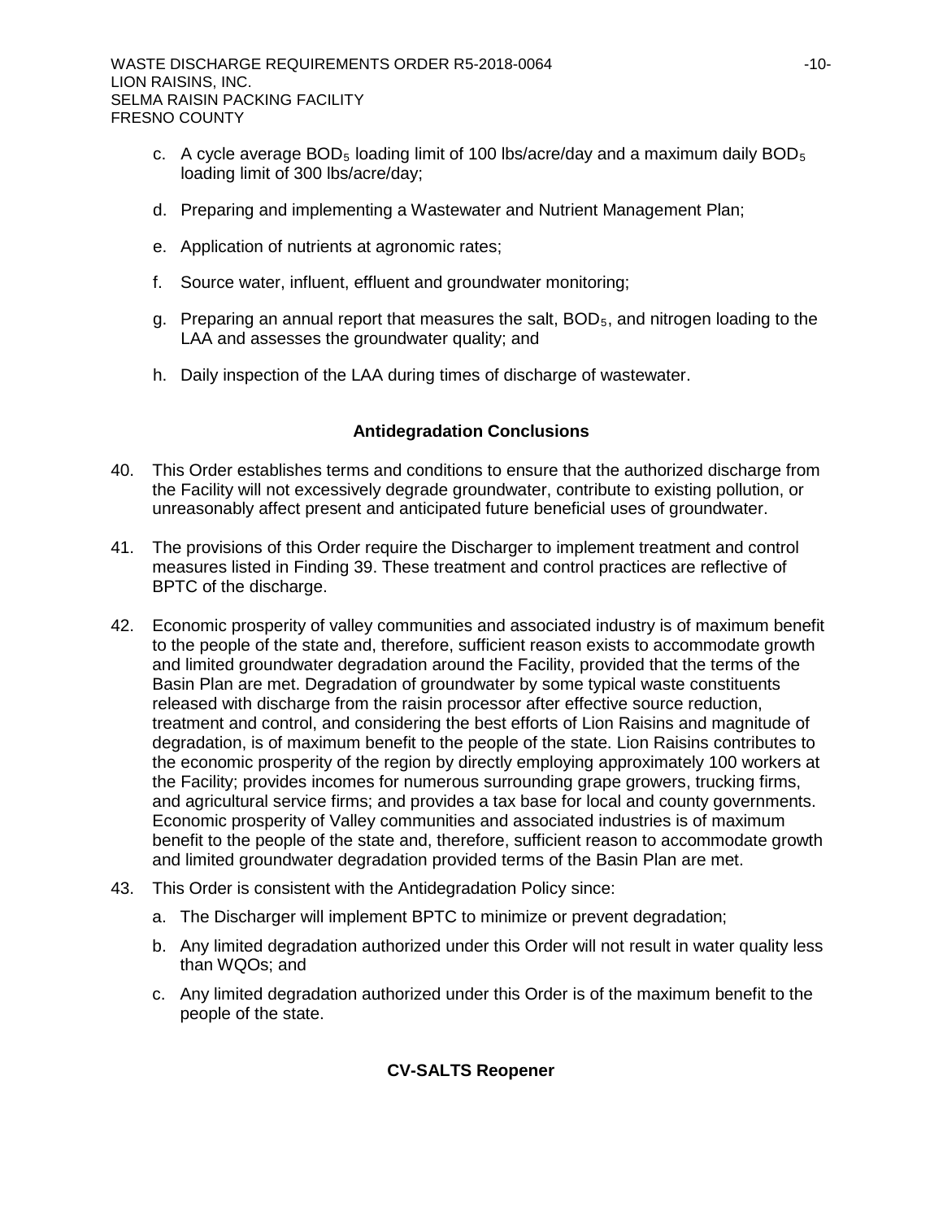c. A cycle average $BOD_5$ loading limit of 100 lbs/acre/day and a maximum daily $BOD_5$ loading limit of 300 lbs/acre/day;

d. Preparing and implementing a Wastewater and Nutrient Management Plan;

e. Application of nutrients at agronomic rates;

f. Source water, influent, effluent and groundwater monitoring;

g. Preparing an annual report that measures the salt, $BOD_5$, and nitrogen loading to the LAA and assesses the groundwater quality; and

h. Daily inspection of the LAA during times of discharge of wastewater.

### Antidegradation Conclusions

40. This Order establishes terms and conditions to ensure that the authorized discharge from the Facility will not excessively degrade groundwater, contribute to existing pollution, or unreasonably affect present and anticipated future beneficial uses of groundwater.

41. The provisions of this Order require the Discharger to implement treatment and control measures listed in Finding 39. These treatment and control practices are reflective of BPTC of the discharge.

42. Economic prosperity of valley communities and associated industry is of maximum benefit to the people of the state and, therefore, sufficient reason exists to accommodate growth and limited groundwater degradation around the Facility, provided that the terms of the Basin Plan are met. Degradation of groundwater by some typical waste constituents released with discharge from the raisin processor after effective source reduction, treatment and control, and considering the best efforts of Lion Raisins and magnitude of degradation, is of maximum benefit to the people of the state. Lion Raisins contributes to the economic prosperity of the region by directly employing approximately 100 workers at the Facility; provides incomes for numerous surrounding grape growers, trucking firms, and agricultural service firms; and provides a tax base for local and county governments. Economic prosperity of Valley communities and associated industries is of maximum benefit to the people of the state and, therefore, sufficient reason to accommodate growth and limited groundwater degradation provided terms of the Basin Plan are met.

43. This Order is consistent with the Antidegradation Policy since:

    a. The Discharger will implement BPTC to minimize or prevent degradation;

    b. Any limited degradation authorized under this Order will not result in water quality less than WQOs; and

    c. Any limited degradation authorized under this Order is of the maximum benefit to the people of the state.

### CV-SALTS Reopener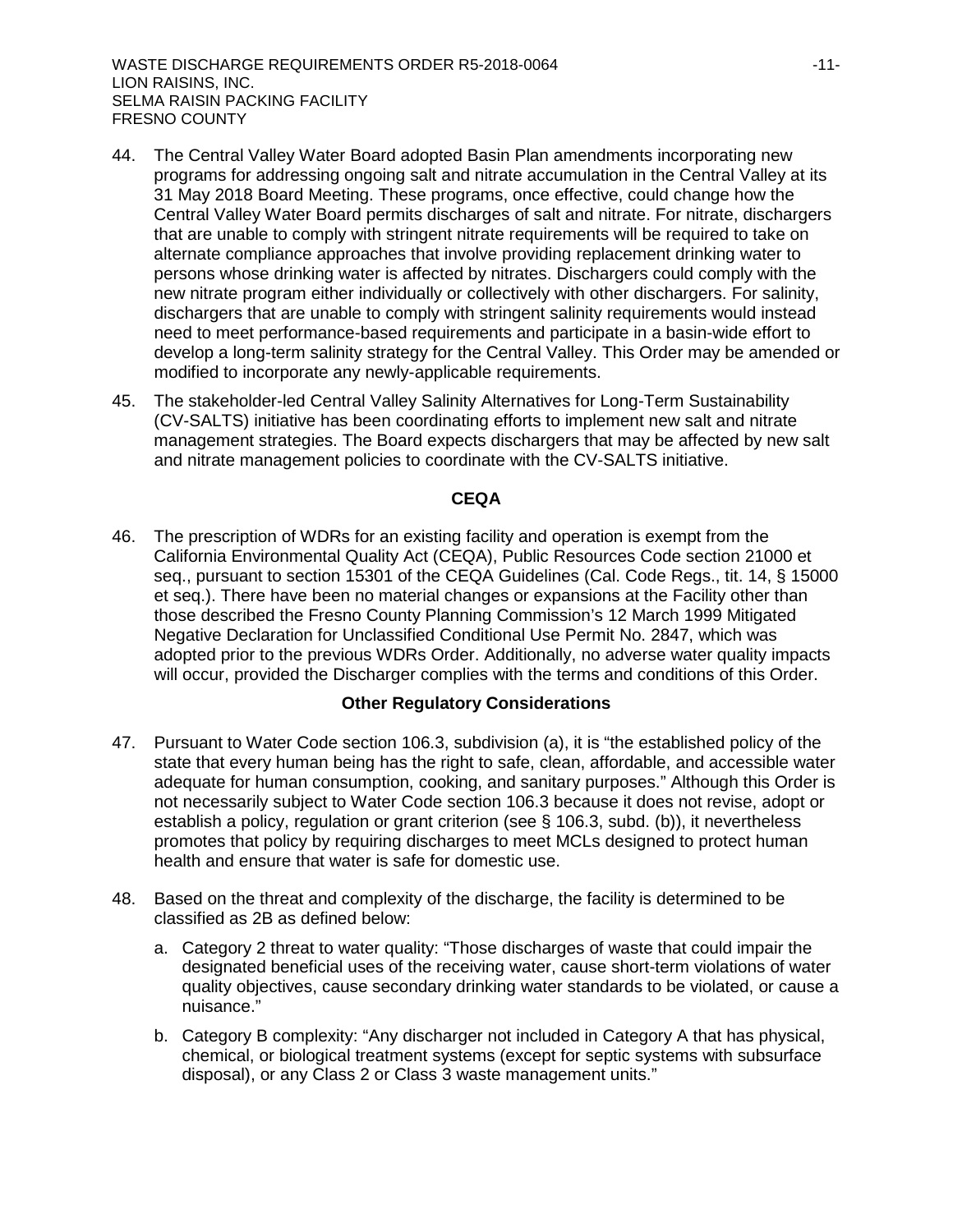44. The Central Valley Water Board adopted Basin Plan amendments incorporating new programs for addressing ongoing salt and nitrate accumulation in the Central Valley at its 31 May 2018 Board Meeting. These programs, once effective, could change how the Central Valley Water Board permits discharges of salt and nitrate. For nitrate, dischargers that are unable to comply with stringent nitrate requirements will be required to take on alternate compliance approaches that involve providing replacement drinking water to persons whose drinking water is affected by nitrates. Dischargers could comply with the new nitrate program either individually or collectively with other dischargers. For salinity, dischargers that are unable to comply with stringent salinity requirements would instead need to meet performance-based requirements and participate in a basin-wide effort to develop a long-term salinity strategy for the Central Valley. This Order may be amended or modified to incorporate any newly-applicable requirements.

45. The stakeholder-led Central Valley Salinity Alternatives for Long-Term Sustainability (CV-SALTS) initiative has been coordinating efforts to implement new salt and nitrate management strategies. The Board expects dischargers that may be affected by new salt and nitrate management policies to coordinate with the CV-SALTS initiative.

## CEQA

46. The prescription of WDRs for an existing facility and operation is exempt from the California Environmental Quality Act (CEQA), Public Resources Code section 21000 et seq., pursuant to section 15301 of the CEQA Guidelines (Cal. Code Regs., tit. 14, § 15000 et seq.). There have been no material changes or expansions at the Facility other than those described the Fresno County Planning Commission's 12 March 1999 Mitigated Negative Declaration for Unclassified Conditional Use Permit No. 2847, which was adopted prior to the previous WDRs Order. Additionally, no adverse water quality impacts will occur, provided the Discharger complies with the terms and conditions of this Order.

## Other Regulatory Considerations

47. Pursuant to Water Code section 106.3, subdivision (a), it is "the established policy of the state that every human being has the right to safe, clean, affordable, and accessible water adequate for human consumption, cooking, and sanitary purposes." Although this Order is not necessarily subject to Water Code section 106.3 because it does not revise, adopt or establish a policy, regulation or grant criterion (see § 106.3, subd. (b)), it nevertheless promotes that policy by requiring discharges to meet MCLs designed to protect human health and ensure that water is safe for domestic use.

48. Based on the threat and complexity of the discharge, the facility is determined to be classified as 2B as defined below:

    a. Category 2 threat to water quality: "Those discharges of waste that could impair the designated beneficial uses of the receiving water, cause short-term violations of water quality objectives, cause secondary drinking water standards to be violated, or cause a nuisance."

    b. Category B complexity: "Any discharger not included in Category A that has physical, chemical, or biological treatment systems (except for septic systems with subsurface disposal), or any Class 2 or Class 3 waste management units."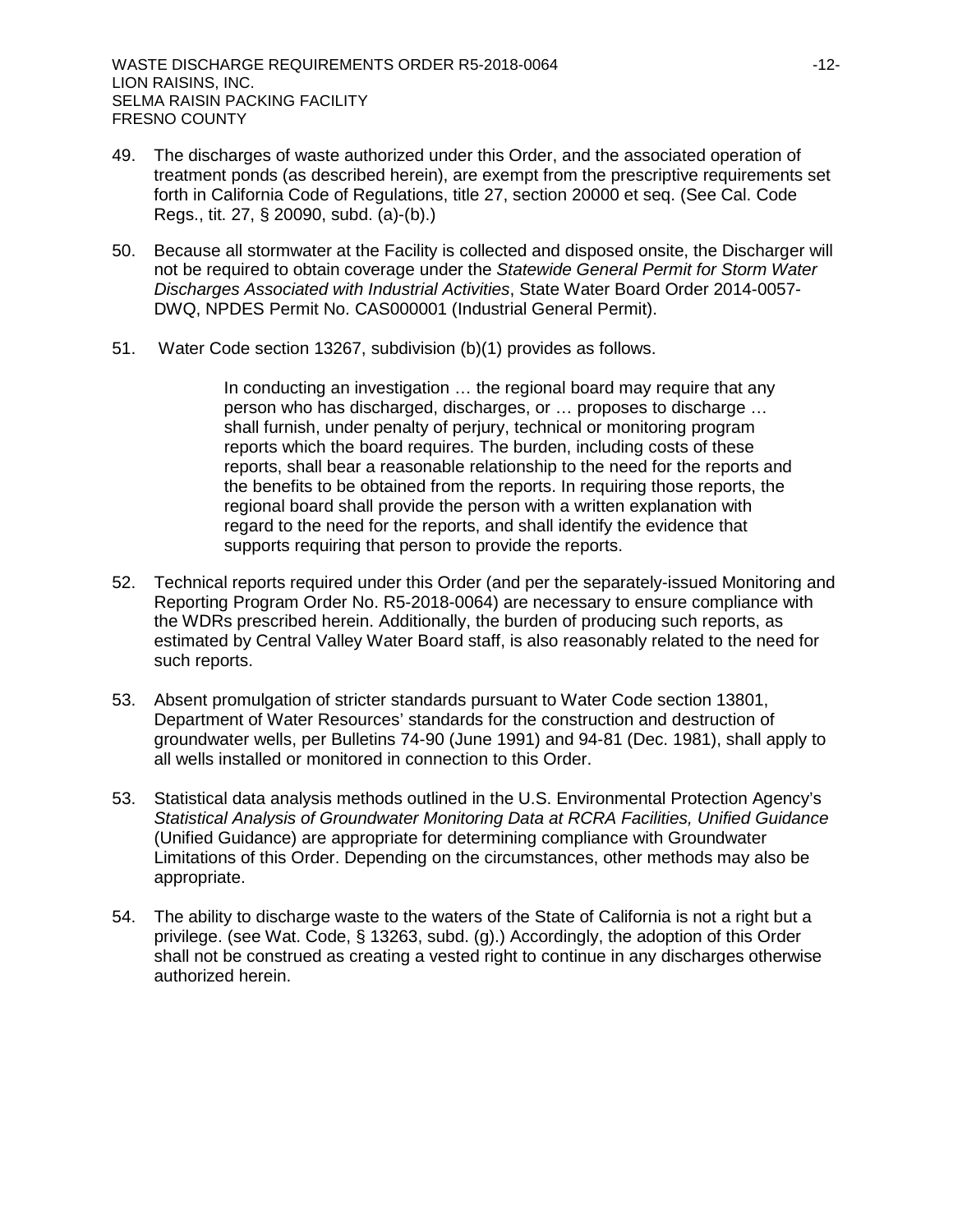49. The discharges of waste authorized under this Order, and the associated operation of treatment ponds (as described herein), are exempt from the prescriptive requirements set forth in California Code of Regulations, title 27, section 20000 et seq. (See Cal. Code Regs., tit. 27, § 20090, subd. (a)-(b).)

50. Because all stormwater at the Facility is collected and disposed onsite, the Discharger will not be required to obtain coverage under the *Statewide General Permit for Storm Water Discharges Associated with Industrial Activities*, State Water Board Order 2014-0057-DWQ, NPDES Permit No. CAS000001 (Industrial General Permit).

51. Water Code section 13267, subdivision (b)(1) provides as follows.

    > In conducting an investigation … the regional board may require that any person who has discharged, discharges, or … proposes to discharge … shall furnish, under penalty of perjury, technical or monitoring program reports which the board requires. The burden, including costs of these reports, shall bear a reasonable relationship to the need for the reports and the benefits to be obtained from the reports. In requiring those reports, the regional board shall provide the person with a written explanation with regard to the need for the reports, and shall identify the evidence that supports requiring that person to provide the reports.

52. Technical reports required under this Order (and per the separately-issued Monitoring and Reporting Program Order No. R5-2018-0064) are necessary to ensure compliance with the WDRs prescribed herein. Additionally, the burden of producing such reports, as estimated by Central Valley Water Board staff, is also reasonably related to the need for such reports.

53. Absent promulgation of stricter standards pursuant to Water Code section 13801, Department of Water Resources' standards for the construction and destruction of groundwater wells, per Bulletins 74-90 (June 1991) and 94-81 (Dec. 1981), shall apply to all wells installed or monitored in connection to this Order.

53. Statistical data analysis methods outlined in the U.S. Environmental Protection Agency's *Statistical Analysis of Groundwater Monitoring Data at RCRA Facilities, Unified Guidance* (Unified Guidance) are appropriate for determining compliance with Groundwater Limitations of this Order. Depending on the circumstances, other methods may also be appropriate.

54. The ability to discharge waste to the waters of the State of California is not a right but a privilege. (see Wat. Code, § 13263, subd. (g).) Accordingly, the adoption of this Order shall not be construed as creating a vested right to continue in any discharges otherwise authorized herein.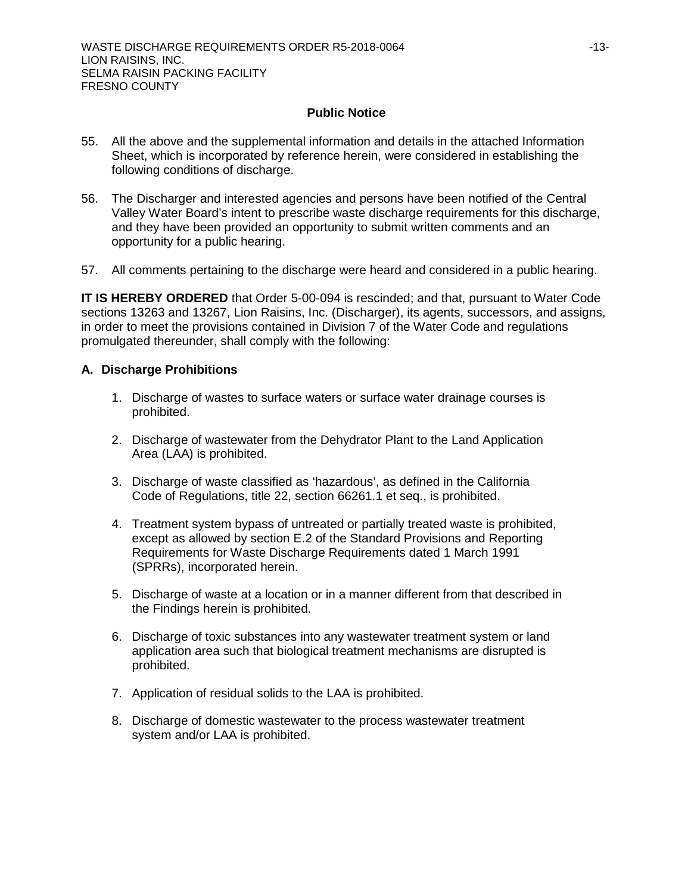## Public Notice

55. All the above and the supplemental information and details in the attached Information Sheet, which is incorporated by reference herein, were considered in establishing the following conditions of discharge.

56. The Discharger and interested agencies and persons have been notified of the Central Valley Water Board's intent to prescribe waste discharge requirements for this discharge, and they have been provided an opportunity to submit written comments and an opportunity for a public hearing.

57. All comments pertaining to the discharge were heard and considered in a public hearing.

**IT IS HEREBY ORDERED** that Order 5-00-094 is rescinded; and that, pursuant to Water Code sections 13263 and 13267, Lion Raisins, Inc. (Discharger), its agents, successors, and assigns, in order to meet the provisions contained in Division 7 of the Water Code and regulations promulgated thereunder, shall comply with the following:

### A. Discharge Prohibitions

1. Discharge of wastes to surface waters or surface water drainage courses is prohibited.

2. Discharge of wastewater from the Dehydrator Plant to the Land Application Area (LAA) is prohibited.

3. Discharge of waste classified as 'hazardous', as defined in the California Code of Regulations, title 22, section 66261.1 et seq., is prohibited.

4. Treatment system bypass of untreated or partially treated waste is prohibited, except as allowed by section E.2 of the Standard Provisions and Reporting Requirements for Waste Discharge Requirements dated 1 March 1991 (SPRRs), incorporated herein.

5. Discharge of waste at a location or in a manner different from that described in the Findings herein is prohibited.

6. Discharge of toxic substances into any wastewater treatment system or land application area such that biological treatment mechanisms are disrupted is prohibited.

7. Application of residual solids to the LAA is prohibited.

8. Discharge of domestic wastewater to the process wastewater treatment system and/or LAA is prohibited.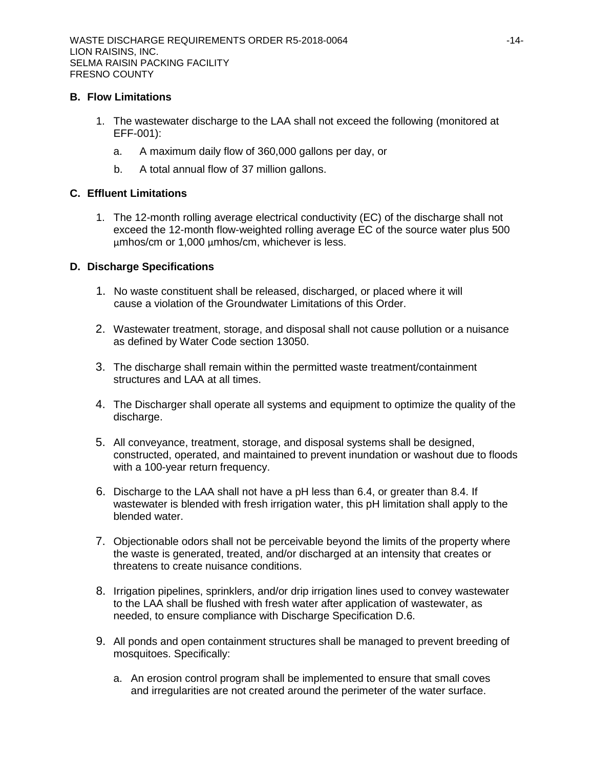## B. Flow Limitations

1. The wastewater discharge to the LAA shall not exceed the following (monitored at EFF-001):

    a. A maximum daily flow of 360,000 gallons per day, or

    b. A total annual flow of 37 million gallons.

## C. Effluent Limitations

1. The 12-month rolling average electrical conductivity (EC) of the discharge shall not exceed the 12-month flow-weighted rolling average EC of the source water plus 500 μmhos/cm or 1,000 μmhos/cm, whichever is less.

## D. Discharge Specifications

1. No waste constituent shall be released, discharged, or placed where it will cause a violation of the Groundwater Limitations of this Order.

2. Wastewater treatment, storage, and disposal shall not cause pollution or a nuisance as defined by Water Code section 13050.

3. The discharge shall remain within the permitted waste treatment/containment structures and LAA at all times.

4. The Discharger shall operate all systems and equipment to optimize the quality of the discharge.

5. All conveyance, treatment, storage, and disposal systems shall be designed, constructed, operated, and maintained to prevent inundation or washout due to floods with a 100-year return frequency.

6. Discharge to the LAA shall not have a pH less than 6.4, or greater than 8.4. If wastewater is blended with fresh irrigation water, this pH limitation shall apply to the blended water.

7. Objectionable odors shall not be perceivable beyond the limits of the property where the waste is generated, treated, and/or discharged at an intensity that creates or threatens to create nuisance conditions.

8. Irrigation pipelines, sprinklers, and/or drip irrigation lines used to convey wastewater to the LAA shall be flushed with fresh water after application of wastewater, as needed, to ensure compliance with Discharge Specification D.6.

9. All ponds and open containment structures shall be managed to prevent breeding of mosquitoes. Specifically:

    a. An erosion control program shall be implemented to ensure that small coves and irregularities are not created around the perimeter of the water surface.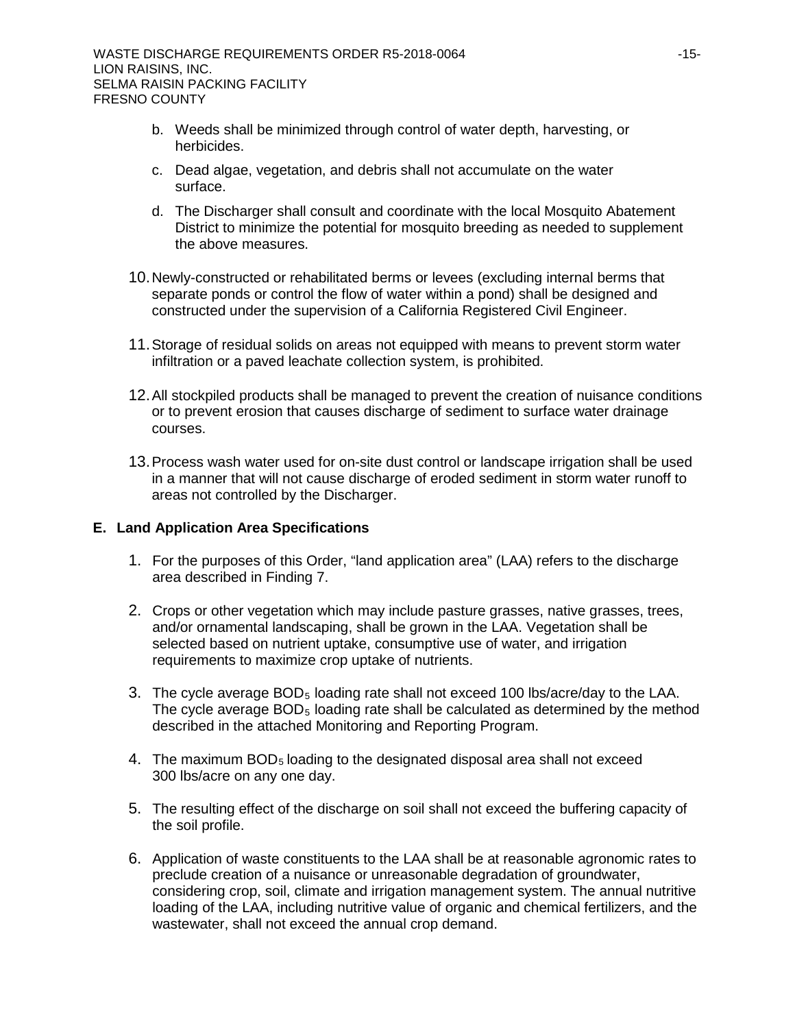b. Weeds shall be minimized through control of water depth, harvesting, or herbicides.

c. Dead algae, vegetation, and debris shall not accumulate on the water surface.

d. The Discharger shall consult and coordinate with the local Mosquito Abatement District to minimize the potential for mosquito breeding as needed to supplement the above measures.

10. Newly-constructed or rehabilitated berms or levees (excluding internal berms that separate ponds or control the flow of water within a pond) shall be designed and constructed under the supervision of a California Registered Civil Engineer.

11. Storage of residual solids on areas not equipped with means to prevent storm water infiltration or a paved leachate collection system, is prohibited.

12. All stockpiled products shall be managed to prevent the creation of nuisance conditions or to prevent erosion that causes discharge of sediment to surface water drainage courses.

13. Process wash water used for on-site dust control or landscape irrigation shall be used in a manner that will not cause discharge of eroded sediment in storm water runoff to areas not controlled by the Discharger.

## E. Land Application Area Specifications

1. For the purposes of this Order, "land application area" (LAA) refers to the discharge area described in Finding 7.

2. Crops or other vegetation which may include pasture grasses, native grasses, trees, and/or ornamental landscaping, shall be grown in the LAA. Vegetation shall be selected based on nutrient uptake, consumptive use of water, and irrigation requirements to maximize crop uptake of nutrients.

3. The cycle average $BOD_5$ loading rate shall not exceed 100 lbs/acre/day to the LAA. The cycle average $BOD_5$ loading rate shall be calculated as determined by the method described in the attached Monitoring and Reporting Program.

4. The maximum $BOD_5$ loading to the designated disposal area shall not exceed 300 lbs/acre on any one day.

5. The resulting effect of the discharge on soil shall not exceed the buffering capacity of the soil profile.

6. Application of waste constituents to the LAA shall be at reasonable agronomic rates to preclude creation of a nuisance or unreasonable degradation of groundwater, considering crop, soil, climate and irrigation management system. The annual nutritive loading of the LAA, including nutritive value of organic and chemical fertilizers, and the wastewater, shall not exceed the annual crop demand.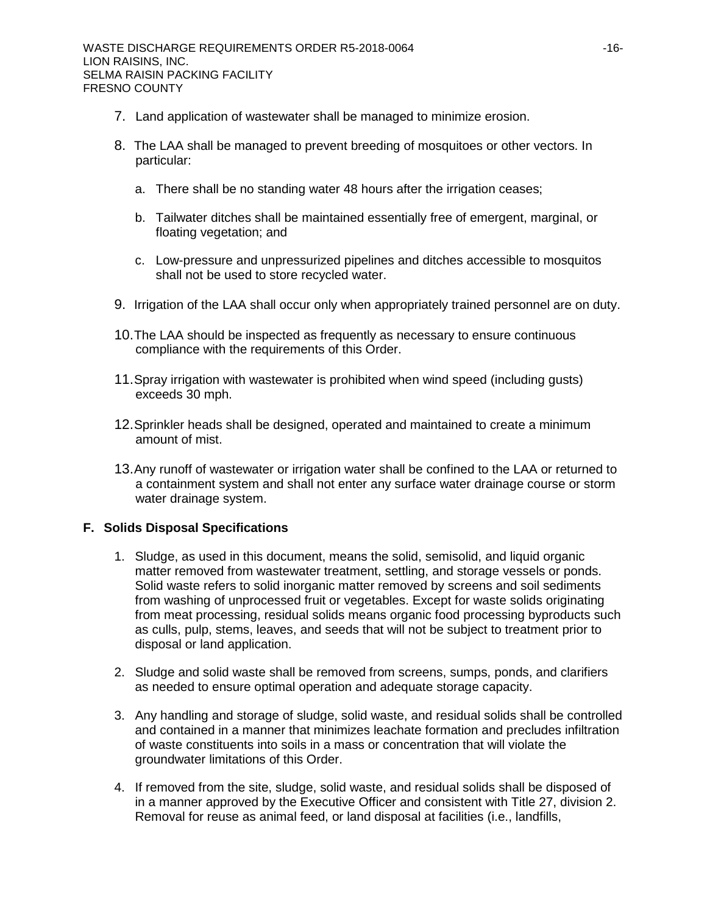7. Land application of wastewater shall be managed to minimize erosion.

8. The LAA shall be managed to prevent breeding of mosquitoes or other vectors. In particular:

   a. There shall be no standing water 48 hours after the irrigation ceases;

   b. Tailwater ditches shall be maintained essentially free of emergent, marginal, or floating vegetation; and

   c. Low-pressure and unpressurized pipelines and ditches accessible to mosquitos shall not be used to store recycled water.

9. Irrigation of the LAA shall occur only when appropriately trained personnel are on duty.

10. The LAA should be inspected as frequently as necessary to ensure continuous compliance with the requirements of this Order.

11. Spray irrigation with wastewater is prohibited when wind speed (including gusts) exceeds 30 mph.

12. Sprinkler heads shall be designed, operated and maintained to create a minimum amount of mist.

13. Any runoff of wastewater or irrigation water shall be confined to the LAA or returned to a containment system and shall not enter any surface water drainage course or storm water drainage system.

## F. Solids Disposal Specifications

1. Sludge, as used in this document, means the solid, semisolid, and liquid organic matter removed from wastewater treatment, settling, and storage vessels or ponds. Solid waste refers to solid inorganic matter removed by screens and soil sediments from washing of unprocessed fruit or vegetables. Except for waste solids originating from meat processing, residual solids means organic food processing byproducts such as culls, pulp, stems, leaves, and seeds that will not be subject to treatment prior to disposal or land application.

2. Sludge and solid waste shall be removed from screens, sumps, ponds, and clarifiers as needed to ensure optimal operation and adequate storage capacity.

3. Any handling and storage of sludge, solid waste, and residual solids shall be controlled and contained in a manner that minimizes leachate formation and precludes infiltration of waste constituents into soils in a mass or concentration that will violate the groundwater limitations of this Order.

4. If removed from the site, sludge, solid waste, and residual solids shall be disposed of in a manner approved by the Executive Officer and consistent with Title 27, division 2. Removal for reuse as animal feed, or land disposal at facilities (i.e., landfills,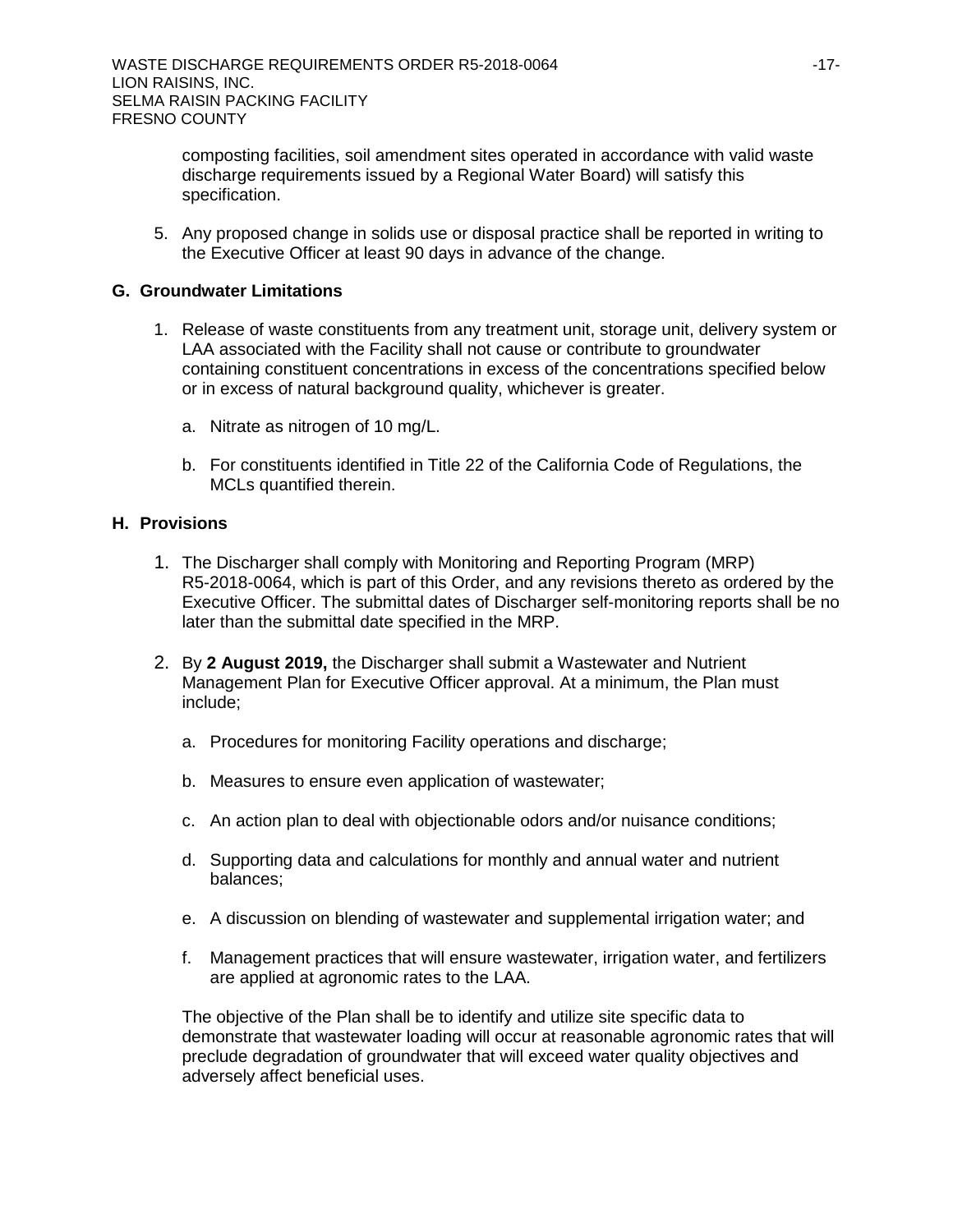composting facilities, soil amendment sites operated in accordance with valid waste discharge requirements issued by a Regional Water Board) will satisfy this specification.

5. Any proposed change in solids use or disposal practice shall be reported in writing to the Executive Officer at least 90 days in advance of the change.

## G. Groundwater Limitations

1. Release of waste constituents from any treatment unit, storage unit, delivery system or LAA associated with the Facility shall not cause or contribute to groundwater containing constituent concentrations in excess of the concentrations specified below or in excess of natural background quality, whichever is greater.

   a. Nitrate as nitrogen of 10 mg/L.

   b. For constituents identified in Title 22 of the California Code of Regulations, the MCLs quantified therein.

## H. Provisions

1. The Discharger shall comply with Monitoring and Reporting Program (MRP) R5-2018-0064, which is part of this Order, and any revisions thereto as ordered by the Executive Officer. The submittal dates of Discharger self-monitoring reports shall be no later than the submittal date specified in the MRP.

2. By **2 August 2019,** the Discharger shall submit a Wastewater and Nutrient Management Plan for Executive Officer approval. At a minimum, the Plan must include;

   a. Procedures for monitoring Facility operations and discharge;

   b. Measures to ensure even application of wastewater;

   c. An action plan to deal with objectionable odors and/or nuisance conditions;

   d. Supporting data and calculations for monthly and annual water and nutrient balances;

   e. A discussion on blending of wastewater and supplemental irrigation water; and

   f. Management practices that will ensure wastewater, irrigation water, and fertilizers are applied at agronomic rates to the LAA.

   The objective of the Plan shall be to identify and utilize site specific data to demonstrate that wastewater loading will occur at reasonable agronomic rates that will preclude degradation of groundwater that will exceed water quality objectives and adversely affect beneficial uses.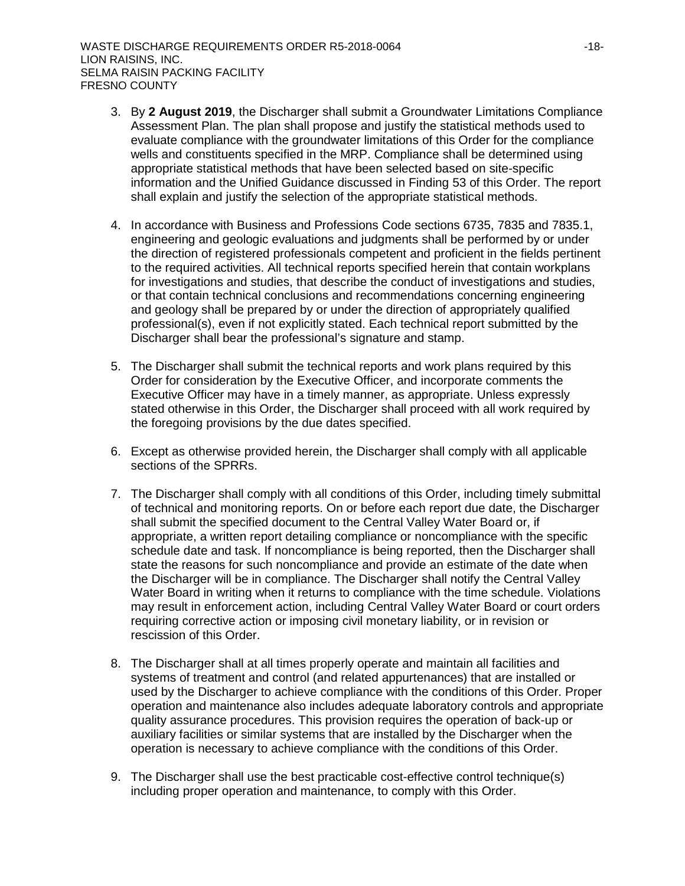3. By **2 August 2019**, the Discharger shall submit a Groundwater Limitations Compliance Assessment Plan. The plan shall propose and justify the statistical methods used to evaluate compliance with the groundwater limitations of this Order for the compliance wells and constituents specified in the MRP. Compliance shall be determined using appropriate statistical methods that have been selected based on site-specific information and the Unified Guidance discussed in Finding 53 of this Order. The report shall explain and justify the selection of the appropriate statistical methods.

4. In accordance with Business and Professions Code sections 6735, 7835 and 7835.1, engineering and geologic evaluations and judgments shall be performed by or under the direction of registered professionals competent and proficient in the fields pertinent to the required activities. All technical reports specified herein that contain workplans for investigations and studies, that describe the conduct of investigations and studies, or that contain technical conclusions and recommendations concerning engineering and geology shall be prepared by or under the direction of appropriately qualified professional(s), even if not explicitly stated. Each technical report submitted by the Discharger shall bear the professional's signature and stamp.

5. The Discharger shall submit the technical reports and work plans required by this Order for consideration by the Executive Officer, and incorporate comments the Executive Officer may have in a timely manner, as appropriate. Unless expressly stated otherwise in this Order, the Discharger shall proceed with all work required by the foregoing provisions by the due dates specified.

6. Except as otherwise provided herein, the Discharger shall comply with all applicable sections of the SPRRs.

7. The Discharger shall comply with all conditions of this Order, including timely submittal of technical and monitoring reports. On or before each report due date, the Discharger shall submit the specified document to the Central Valley Water Board or, if appropriate, a written report detailing compliance or noncompliance with the specific schedule date and task. If noncompliance is being reported, then the Discharger shall state the reasons for such noncompliance and provide an estimate of the date when the Discharger will be in compliance. The Discharger shall notify the Central Valley Water Board in writing when it returns to compliance with the time schedule. Violations may result in enforcement action, including Central Valley Water Board or court orders requiring corrective action or imposing civil monetary liability, or in revision or rescission of this Order.

8. The Discharger shall at all times properly operate and maintain all facilities and systems of treatment and control (and related appurtenances) that are installed or used by the Discharger to achieve compliance with the conditions of this Order. Proper operation and maintenance also includes adequate laboratory controls and appropriate quality assurance procedures. This provision requires the operation of back-up or auxiliary facilities or similar systems that are installed by the Discharger when the operation is necessary to achieve compliance with the conditions of this Order.

9. The Discharger shall use the best practicable cost-effective control technique(s) including proper operation and maintenance, to comply with this Order.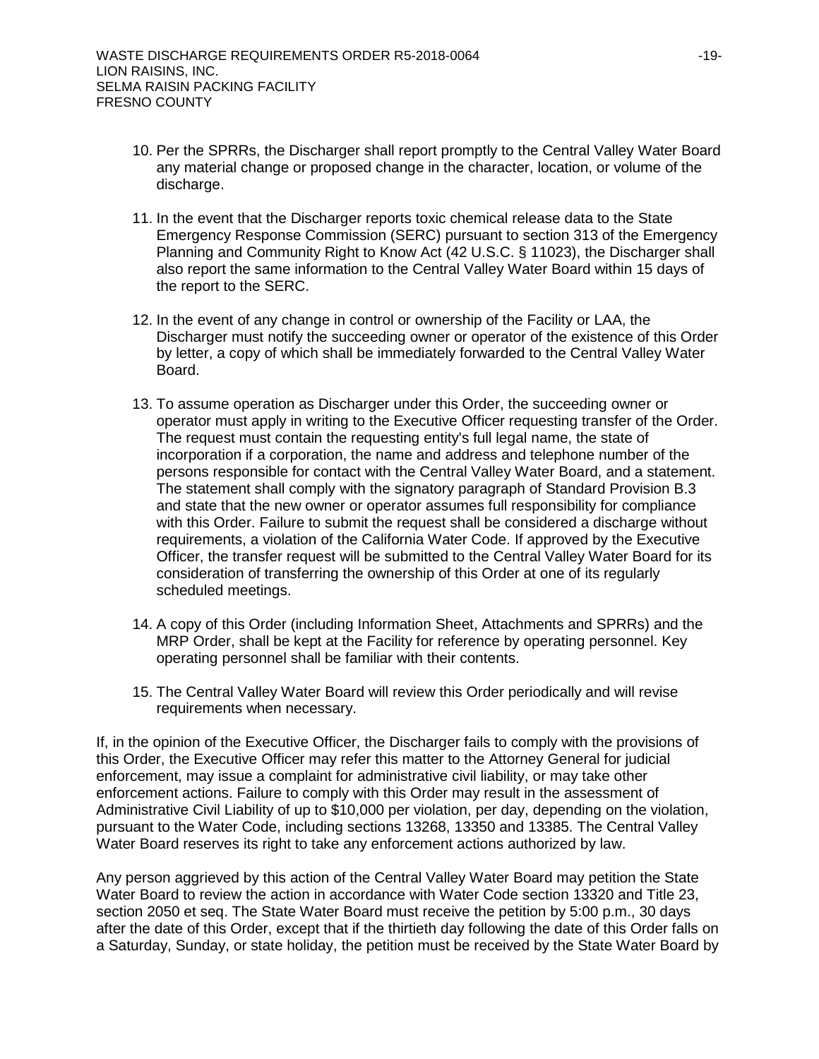10. Per the SPRRs, the Discharger shall report promptly to the Central Valley Water Board any material change or proposed change in the character, location, or volume of the discharge.

11. In the event that the Discharger reports toxic chemical release data to the State Emergency Response Commission (SERC) pursuant to section 313 of the Emergency Planning and Community Right to Know Act (42 U.S.C. § 11023), the Discharger shall also report the same information to the Central Valley Water Board within 15 days of the report to the SERC.

12. In the event of any change in control or ownership of the Facility or LAA, the Discharger must notify the succeeding owner or operator of the existence of this Order by letter, a copy of which shall be immediately forwarded to the Central Valley Water Board.

13. To assume operation as Discharger under this Order, the succeeding owner or operator must apply in writing to the Executive Officer requesting transfer of the Order. The request must contain the requesting entity's full legal name, the state of incorporation if a corporation, the name and address and telephone number of the persons responsible for contact with the Central Valley Water Board, and a statement. The statement shall comply with the signatory paragraph of Standard Provision B.3 and state that the new owner or operator assumes full responsibility for compliance with this Order. Failure to submit the request shall be considered a discharge without requirements, a violation of the California Water Code. If approved by the Executive Officer, the transfer request will be submitted to the Central Valley Water Board for its consideration of transferring the ownership of this Order at one of its regularly scheduled meetings.

14. A copy of this Order (including Information Sheet, Attachments and SPRRs) and the MRP Order, shall be kept at the Facility for reference by operating personnel. Key operating personnel shall be familiar with their contents.

15. The Central Valley Water Board will review this Order periodically and will revise requirements when necessary.

If, in the opinion of the Executive Officer, the Discharger fails to comply with the provisions of this Order, the Executive Officer may refer this matter to the Attorney General for judicial enforcement, may issue a complaint for administrative civil liability, or may take other enforcement actions. Failure to comply with this Order may result in the assessment of Administrative Civil Liability of up to $10,000 per violation, per day, depending on the violation, pursuant to the Water Code, including sections 13268, 13350 and 13385. The Central Valley Water Board reserves its right to take any enforcement actions authorized by law.

Any person aggrieved by this action of the Central Valley Water Board may petition the State Water Board to review the action in accordance with Water Code section 13320 and Title 23, section 2050 et seq. The State Water Board must receive the petition by 5:00 p.m., 30 days after the date of this Order, except that if the thirtieth day following the date of this Order falls on a Saturday, Sunday, or state holiday, the petition must be received by the State Water Board by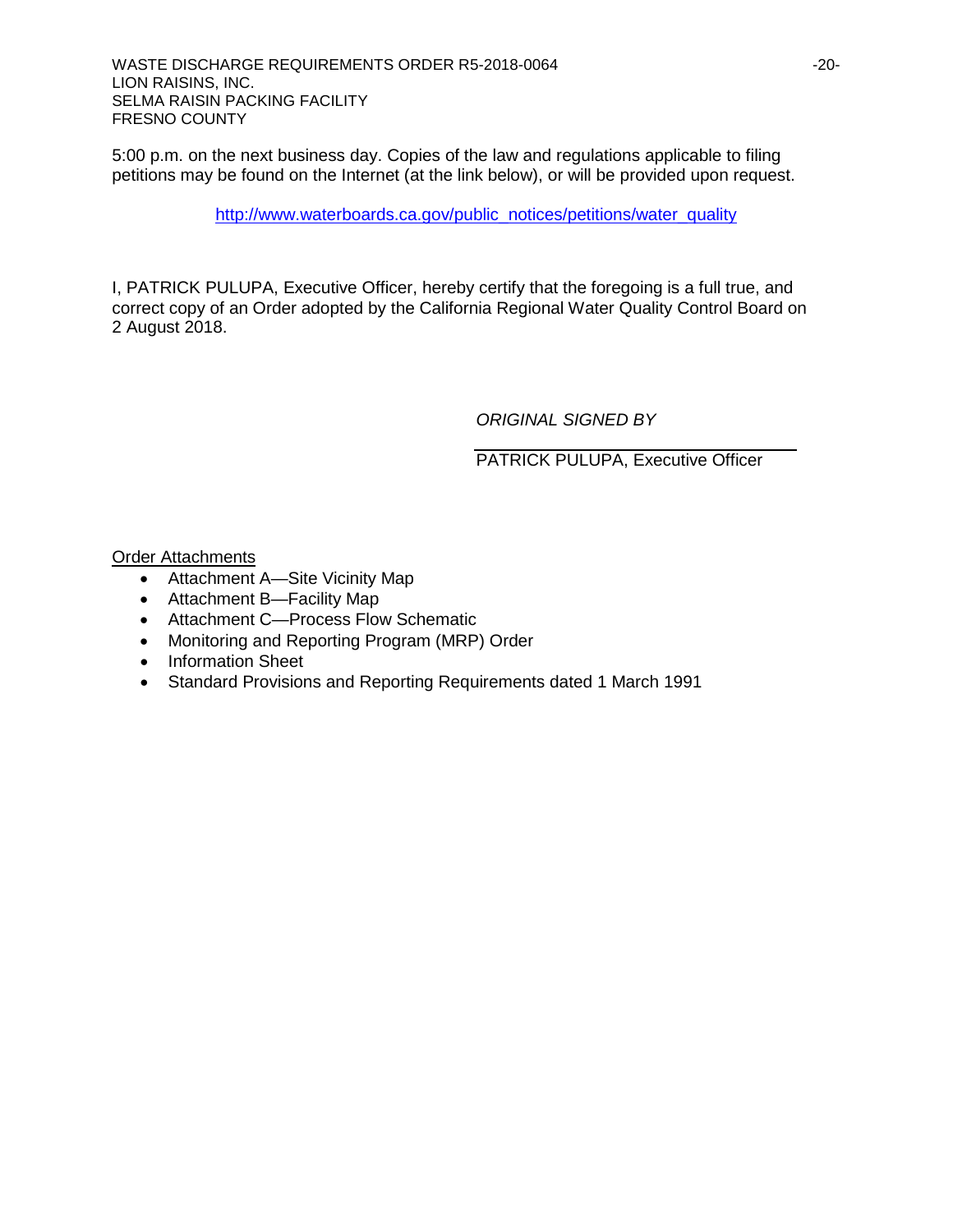5:00 p.m. on the next business day. Copies of the law and regulations applicable to filing petitions may be found on the Internet (at the link below), or will be provided upon request.

http://www.waterboards.ca.gov/public_notices/petitions/water_quality

I, PATRICK PULUPA, Executive Officer, hereby certify that the foregoing is a full true, and correct copy of an Order adopted by the California Regional Water Quality Control Board on 2 August 2018.

*ORIGINAL SIGNED BY*

PATRICK PULUPA, Executive Officer

Order Attachments

- Attachment A—Site Vicinity Map
- Attachment B—Facility Map
- Attachment C—Process Flow Schematic
- Monitoring and Reporting Program (MRP) Order
- Information Sheet
- Standard Provisions and Reporting Requirements dated 1 March 1991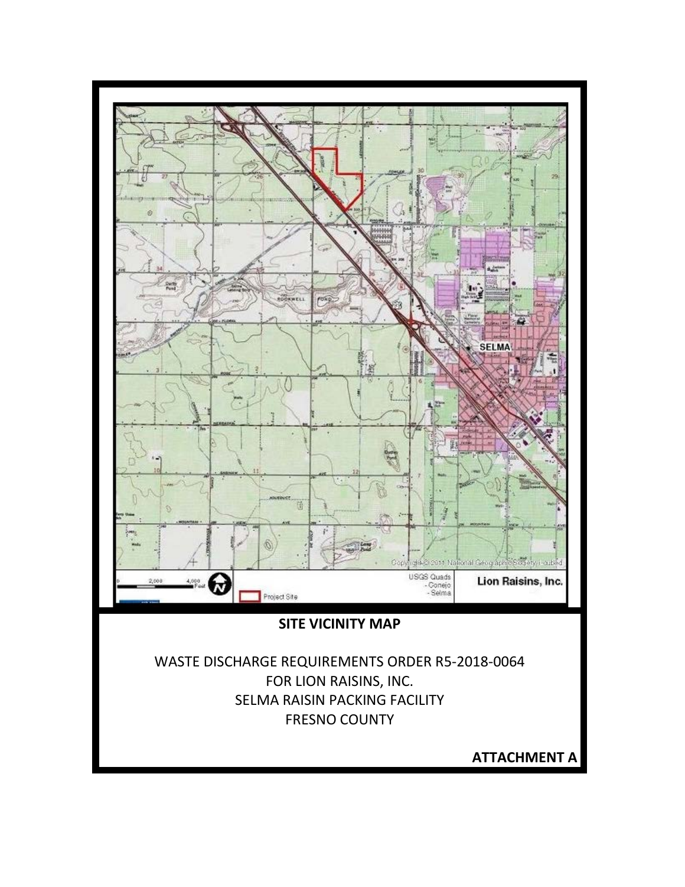Copyright © 2011 National Geographic Society, i-cubed

0 2,000 4,000 Feet

Project Site

USGS Quads
- Conejo
- Selma

Lion Raisins, Inc.

**SITE VICINITY MAP**

WASTE DISCHARGE REQUIREMENTS ORDER R5-2018-0064
FOR LION RAISINS, INC.
SELMA RAISIN PACKING FACILITY
FRESNO COUNTY

**ATTACHMENT A**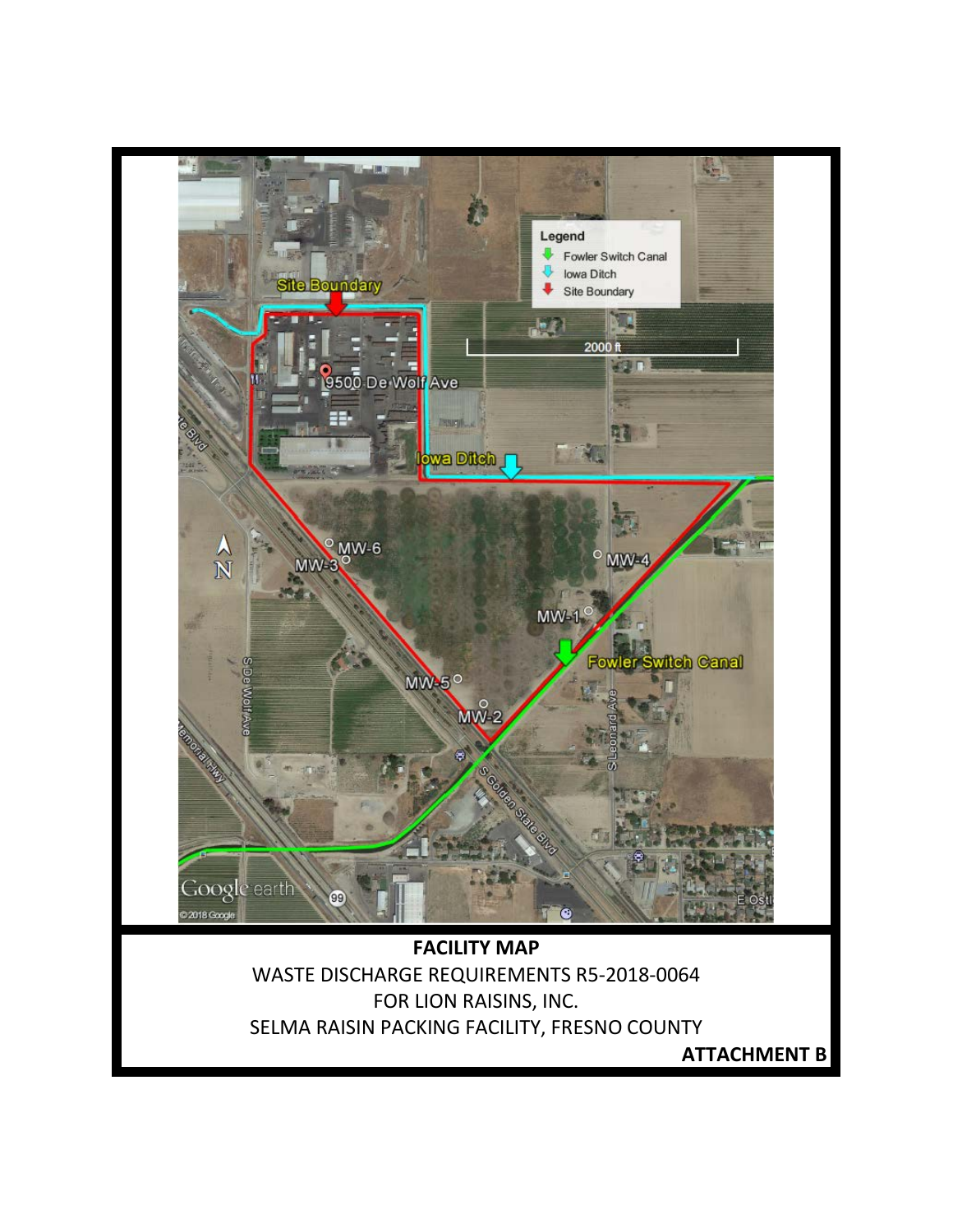**FACILITY MAP**

WASTE DISCHARGE REQUIREMENTS R5-2018-0064

FOR LION RAISINS, INC.

SELMA RAISIN PACKING FACILITY, FRESNO COUNTY

**ATTACHMENT B**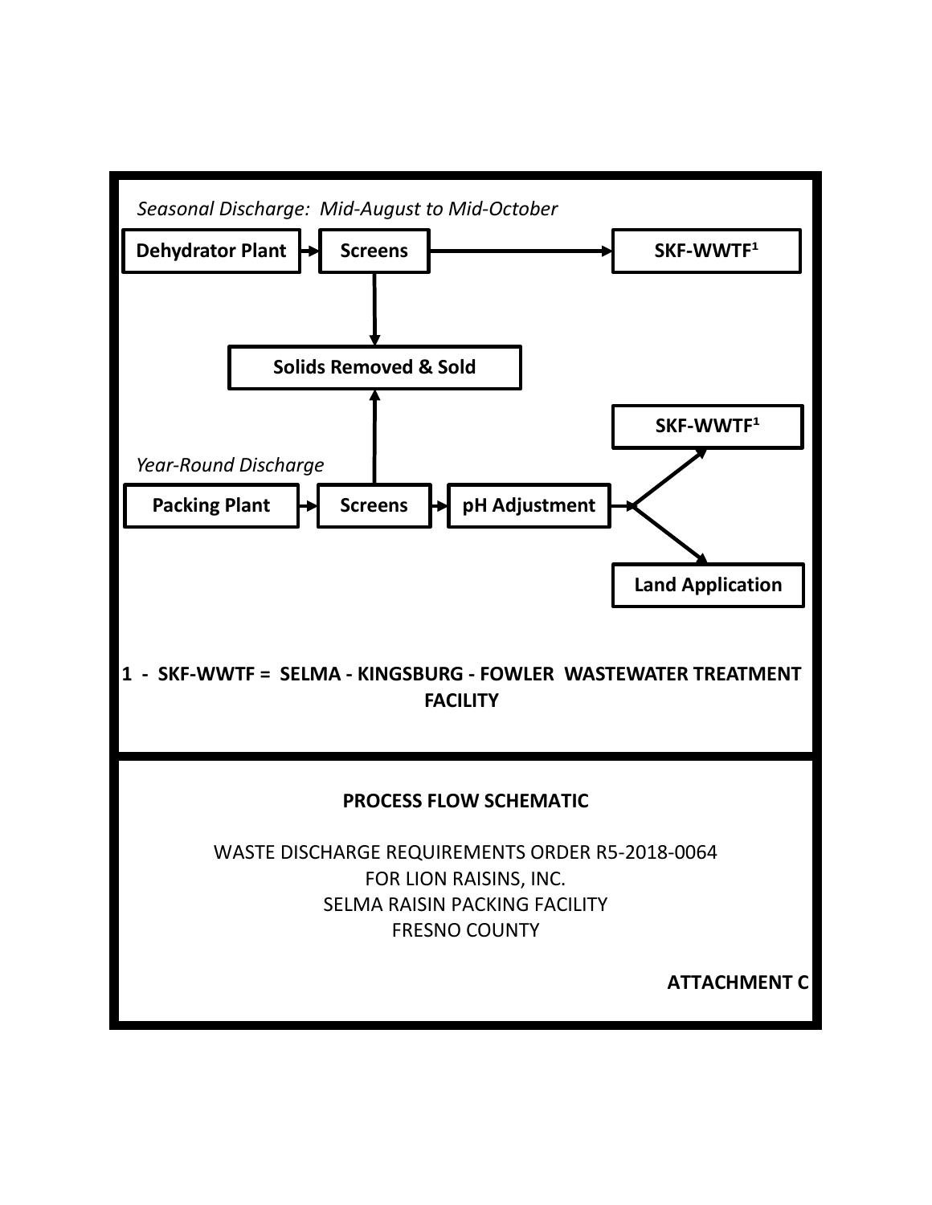*Seasonal Discharge: Mid-August to Mid-October*

**Dehydrator Plant** → **Screens** → **SKF-WWTF[1]**

**Screens** → **Solids Removed & Sold**

*Year-Round Discharge*

**Packing Plant** → **Screens** → **pH Adjustment** → **SKF-WWTF[1]** / **Land Application**

**Screens** → **Solids Removed & Sold**

**1 - SKF-WWTF = SELMA - KINGSBURG - FOWLER WASTEWATER TREATMENT FACILITY**

**PROCESS FLOW SCHEMATIC**

WASTE DISCHARGE REQUIREMENTS ORDER R5-2018-0064
FOR LION RAISINS, INC.
SELMA RAISIN PACKING FACILITY
FRESNO COUNTY

**ATTACHMENT C**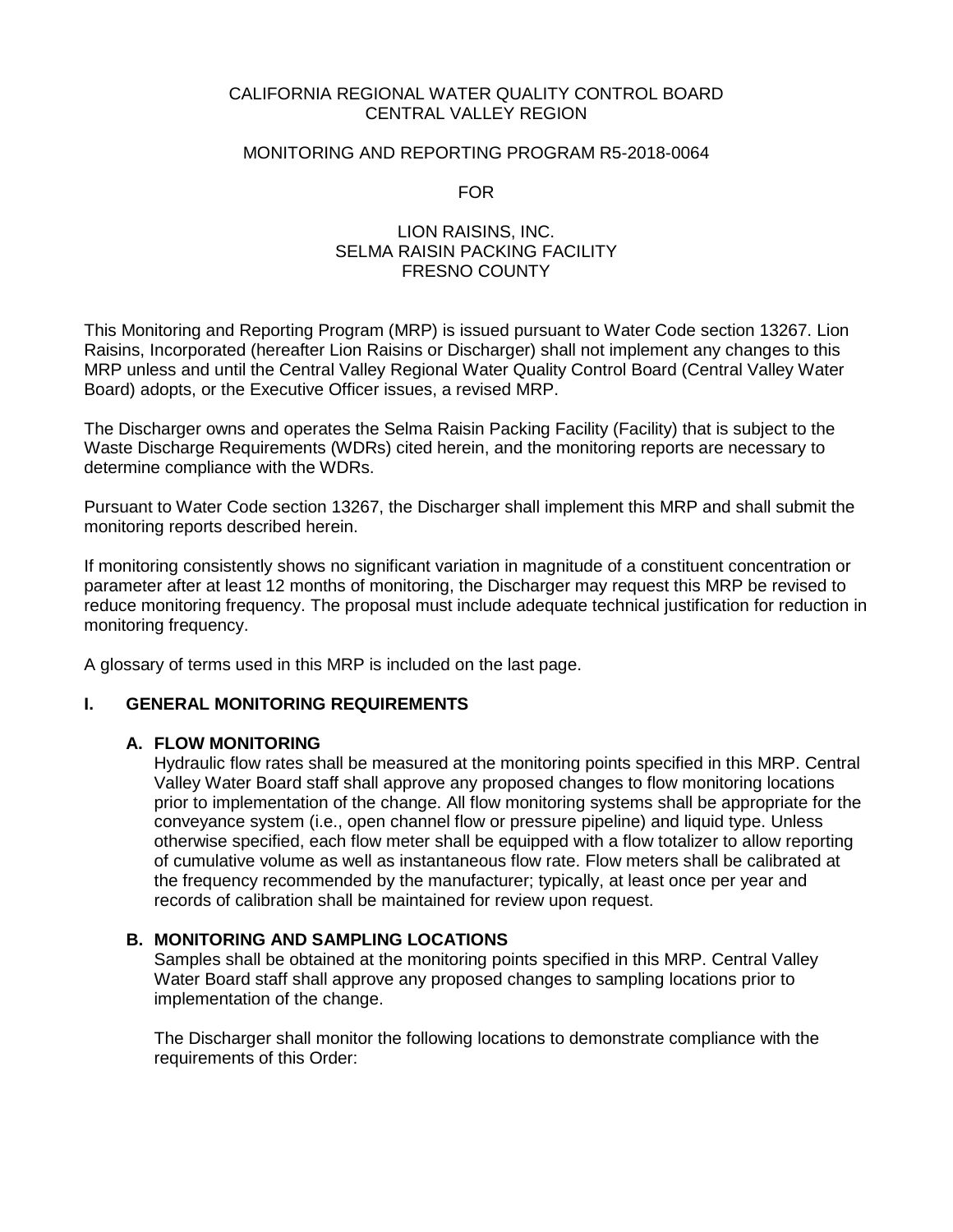CALIFORNIA REGIONAL WATER QUALITY CONTROL BOARD
CENTRAL VALLEY REGION

MONITORING AND REPORTING PROGRAM R5-2018-0064

FOR

LION RAISINS, INC.
SELMA RAISIN PACKING FACILITY
FRESNO COUNTY

This Monitoring and Reporting Program (MRP) is issued pursuant to Water Code section 13267. Lion Raisins, Incorporated (hereafter Lion Raisins or Discharger) shall not implement any changes to this MRP unless and until the Central Valley Regional Water Quality Control Board (Central Valley Water Board) adopts, or the Executive Officer issues, a revised MRP.

The Discharger owns and operates the Selma Raisin Packing Facility (Facility) that is subject to the Waste Discharge Requirements (WDRs) cited herein, and the monitoring reports are necessary to determine compliance with the WDRs.

Pursuant to Water Code section 13267, the Discharger shall implement this MRP and shall submit the monitoring reports described herein.

If monitoring consistently shows no significant variation in magnitude of a constituent concentration or parameter after at least 12 months of monitoring, the Discharger may request this MRP be revised to reduce monitoring frequency. The proposal must include adequate technical justification for reduction in monitoring frequency.

A glossary of terms used in this MRP is included on the last page.

## I. GENERAL MONITORING REQUIREMENTS

### A. FLOW MONITORING

Hydraulic flow rates shall be measured at the monitoring points specified in this MRP. Central Valley Water Board staff shall approve any proposed changes to flow monitoring locations prior to implementation of the change. All flow monitoring systems shall be appropriate for the conveyance system (i.e., open channel flow or pressure pipeline) and liquid type. Unless otherwise specified, each flow meter shall be equipped with a flow totalizer to allow reporting of cumulative volume as well as instantaneous flow rate. Flow meters shall be calibrated at the frequency recommended by the manufacturer; typically, at least once per year and records of calibration shall be maintained for review upon request.

### B. MONITORING AND SAMPLING LOCATIONS

Samples shall be obtained at the monitoring points specified in this MRP. Central Valley Water Board staff shall approve any proposed changes to sampling locations prior to implementation of the change.

The Discharger shall monitor the following locations to demonstrate compliance with the requirements of this Order: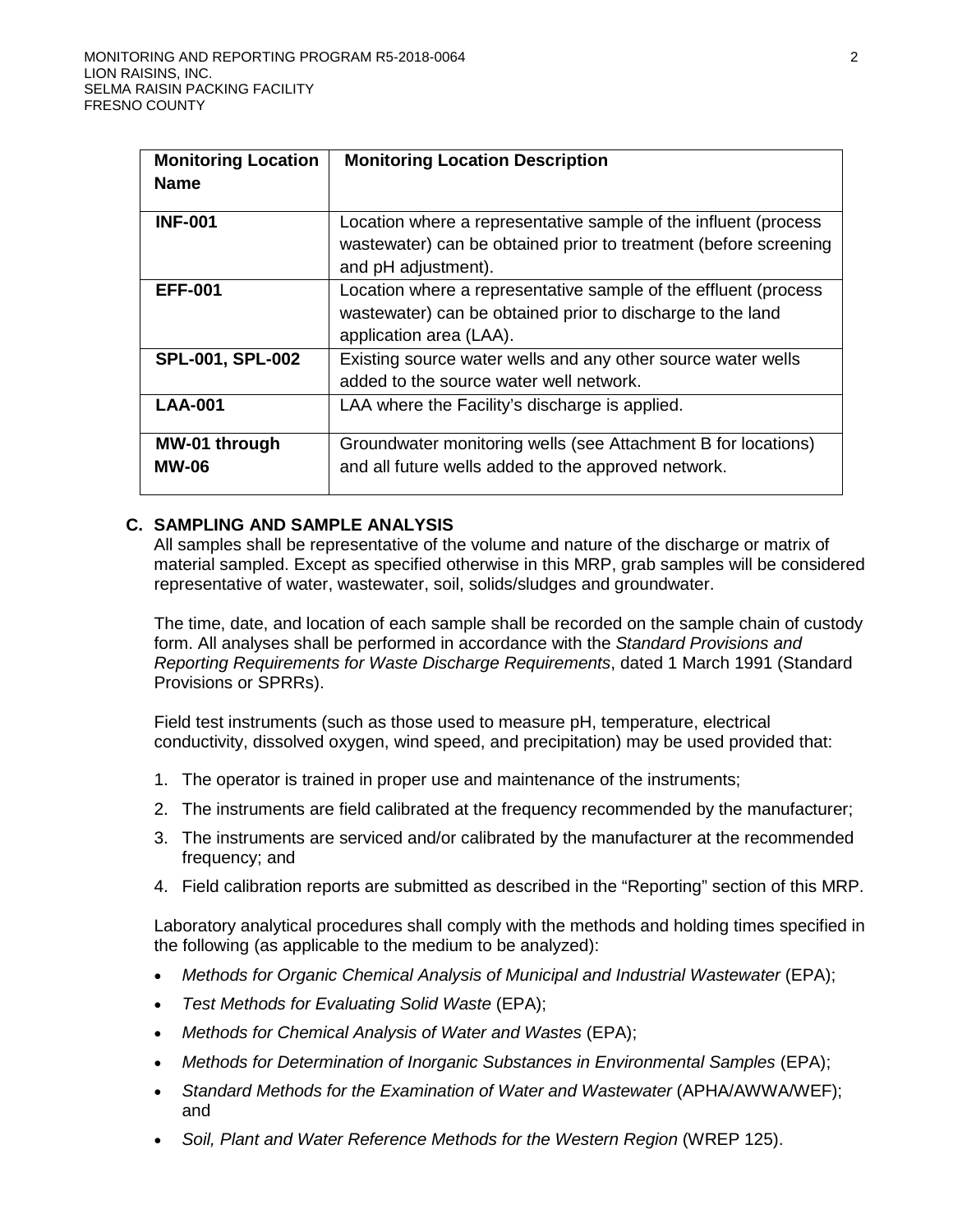| Monitoring Location Name | Monitoring Location Description |
|---|---|
| **INF-001** | Location where a representative sample of the influent (process wastewater) can be obtained prior to treatment (before screening and pH adjustment). |
| **EFF-001** | Location where a representative sample of the effluent (process wastewater) can be obtained prior to discharge to the land application area (LAA). |
| **SPL-001, SPL-002** | Existing source water wells and any other source water wells added to the source water well network. |
| **LAA-001** | LAA where the Facility's discharge is applied. |
| **MW-01 through MW-06** | Groundwater monitoring wells (see Attachment B for locations) and all future wells added to the approved network. |

## C. SAMPLING AND SAMPLE ANALYSIS

All samples shall be representative of the volume and nature of the discharge or matrix of material sampled. Except as specified otherwise in this MRP, grab samples will be considered representative of water, wastewater, soil, solids/sludges and groundwater.

The time, date, and location of each sample shall be recorded on the sample chain of custody form. All analyses shall be performed in accordance with the *Standard Provisions and Reporting Requirements for Waste Discharge Requirements*, dated 1 March 1991 (Standard Provisions or SPRRs).

Field test instruments (such as those used to measure pH, temperature, electrical conductivity, dissolved oxygen, wind speed, and precipitation) may be used provided that:

1. The operator is trained in proper use and maintenance of the instruments;
2. The instruments are field calibrated at the frequency recommended by the manufacturer;
3. The instruments are serviced and/or calibrated by the manufacturer at the recommended frequency; and
4. Field calibration reports are submitted as described in the "Reporting" section of this MRP.

Laboratory analytical procedures shall comply with the methods and holding times specified in the following (as applicable to the medium to be analyzed):

- *Methods for Organic Chemical Analysis of Municipal and Industrial Wastewater* (EPA);
- *Test Methods for Evaluating Solid Waste* (EPA);
- *Methods for Chemical Analysis of Water and Wastes* (EPA);
- *Methods for Determination of Inorganic Substances in Environmental Samples* (EPA);
- *Standard Methods for the Examination of Water and Wastewater* (APHA/AWWA/WEF); and
- *Soil, Plant and Water Reference Methods for the Western Region* (WREP 125).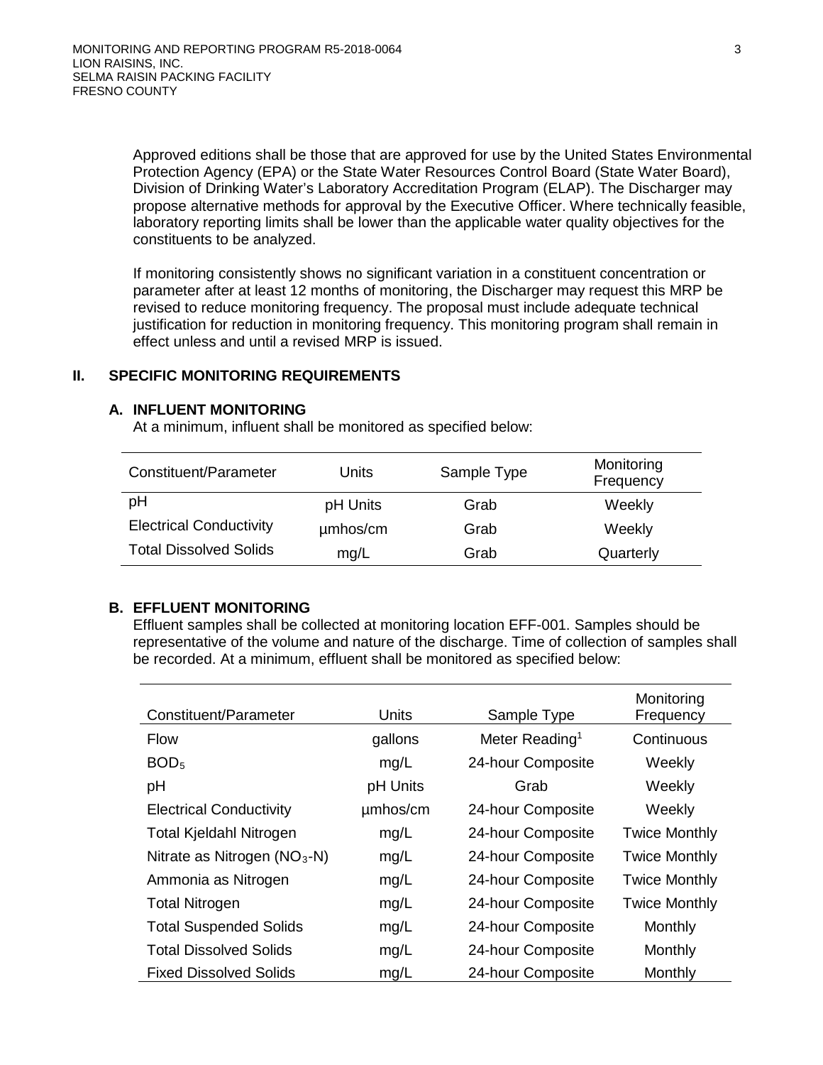Approved editions shall be those that are approved for use by the United States Environmental Protection Agency (EPA) or the State Water Resources Control Board (State Water Board), Division of Drinking Water's Laboratory Accreditation Program (ELAP). The Discharger may propose alternative methods for approval by the Executive Officer. Where technically feasible, laboratory reporting limits shall be lower than the applicable water quality objectives for the constituents to be analyzed.

If monitoring consistently shows no significant variation in a constituent concentration or parameter after at least 12 months of monitoring, the Discharger may request this MRP be revised to reduce monitoring frequency. The proposal must include adequate technical justification for reduction in monitoring frequency. This monitoring program shall remain in effect unless and until a revised MRP is issued.

## II. SPECIFIC MONITORING REQUIREMENTS

### A. INFLUENT MONITORING

At a minimum, influent shall be monitored as specified below:

| Constituent/Parameter | Units | Sample Type | Monitoring Frequency |
|---|---|---|---|
| pH | pH Units | Grab | Weekly |
| Electrical Conductivity | µmhos/cm | Grab | Weekly |
| Total Dissolved Solids | mg/L | Grab | Quarterly |

### B. EFFLUENT MONITORING

Effluent samples shall be collected at monitoring location EFF-001. Samples should be representative of the volume and nature of the discharge. Time of collection of samples shall be recorded. At a minimum, effluent shall be monitored as specified below:

| Constituent/Parameter | Units | Sample Type | Monitoring Frequency |
|---|---|---|---|
| Flow | gallons | Meter Reading[1] | Continuous |
| $BOD_5$ | mg/L | 24-hour Composite | Weekly |
| pH | pH Units | Grab | Weekly |
| Electrical Conductivity | µmhos/cm | 24-hour Composite | Weekly |
| Total Kjeldahl Nitrogen | mg/L | 24-hour Composite | Twice Monthly |
| Nitrate as Nitrogen ($NO_3$-N) | mg/L | 24-hour Composite | Twice Monthly |
| Ammonia as Nitrogen | mg/L | 24-hour Composite | Twice Monthly |
| Total Nitrogen | mg/L | 24-hour Composite | Twice Monthly |
| Total Suspended Solids | mg/L | 24-hour Composite | Monthly |
| Total Dissolved Solids | mg/L | 24-hour Composite | Monthly |
| Fixed Dissolved Solids | mg/L | 24-hour Composite | Monthly |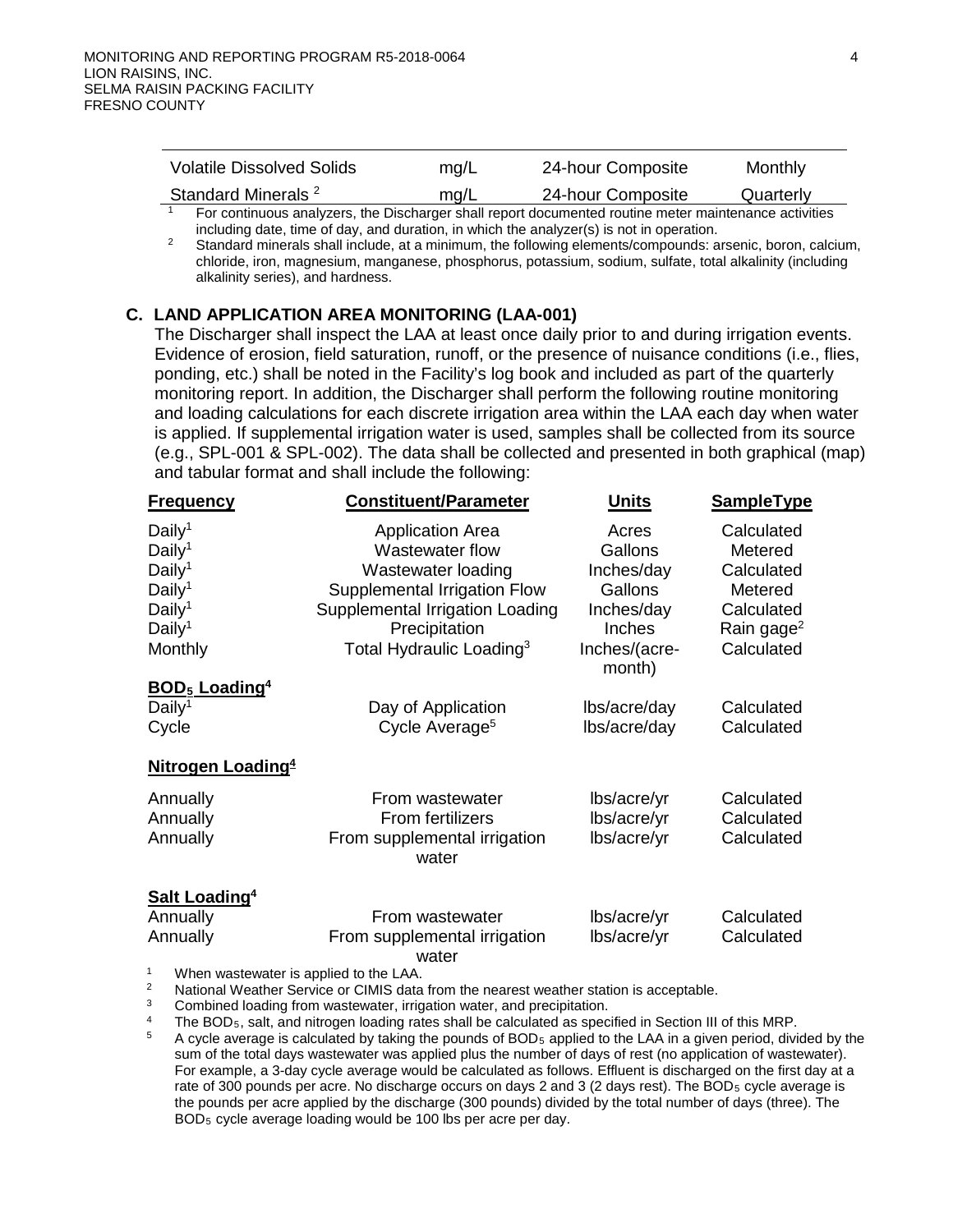| Volatile Dissolved Solids | mg/L | 24-hour Composite | Monthly |
|---|---|---|---|
| Standard Minerals [2] | mg/L | 24-hour Composite | Quarterly |

[1] For continuous analyzers, the Discharger shall report documented routine meter maintenance activities including date, time of day, and duration, in which the analyzer(s) is not in operation.

[2] Standard minerals shall include, at a minimum, the following elements/compounds: arsenic, boron, calcium, chloride, iron, magnesium, manganese, phosphorus, potassium, sodium, sulfate, total alkalinity (including alkalinity series), and hardness.

## C. LAND APPLICATION AREA MONITORING (LAA-001)

The Discharger shall inspect the LAA at least once daily prior to and during irrigation events. Evidence of erosion, field saturation, runoff, or the presence of nuisance conditions (i.e., flies, ponding, etc.) shall be noted in the Facility's log book and included as part of the quarterly monitoring report. In addition, the Discharger shall perform the following routine monitoring and loading calculations for each discrete irrigation area within the LAA each day when water is applied. If supplemental irrigation water is used, samples shall be collected from its source (e.g., SPL-001 & SPL-002). The data shall be collected and presented in both graphical (map) and tabular format and shall include the following:

| Frequency | Constituent/Parameter | Units | SampleType |
|---|---|---|---|
| Daily[1] | Application Area | Acres | Calculated |
| Daily[1] | Wastewater flow | Gallons | Metered |
| Daily[1] | Wastewater loading | Inches/day | Calculated |
| Daily[1] | Supplemental Irrigation Flow | Gallons | Metered |
| Daily[1] | Supplemental Irrigation Loading | Inches/day | Calculated |
| Daily[1] | Precipitation | Inches | Rain gage[2] |
| Monthly | Total Hydraulic Loading[3] | Inches/(acre-month) | Calculated |
| **$BOD_5$ Loading[4]** | | | |
| Daily[1] | Day of Application | lbs/acre/day | Calculated |
| Cycle | Cycle Average[5] | lbs/acre/day | Calculated |
| **Nitrogen Loading[4]** | | | |
| Annually | From wastewater | lbs/acre/yr | Calculated |
| Annually | From fertilizers | lbs/acre/yr | Calculated |
| Annually | From supplemental irrigation water | lbs/acre/yr | Calculated |
| **Salt Loading[4]** | | | |
| Annually | From wastewater | lbs/acre/yr | Calculated |
| Annually | From supplemental irrigation water | lbs/acre/yr | Calculated |

[1] When wastewater is applied to the LAA.

[2] National Weather Service or CIMIS data from the nearest weather station is acceptable.

[3] Combined loading from wastewater, irrigation water, and precipitation.

[4] The $BOD_5$, salt, and nitrogen loading rates shall be calculated as specified in Section III of this MRP.

[5] A cycle average is calculated by taking the pounds of $BOD_5$ applied to the LAA in a given period, divided by the sum of the total days wastewater was applied plus the number of days of rest (no application of wastewater). For example, a 3-day cycle average would be calculated as follows. Effluent is discharged on the first day at a rate of 300 pounds per acre. No discharge occurs on days 2 and 3 (2 days rest). The $BOD_5$ cycle average is the pounds per acre applied by the discharge (300 pounds) divided by the total number of days (three). The $BOD_5$ cycle average loading would be 100 lbs per acre per day.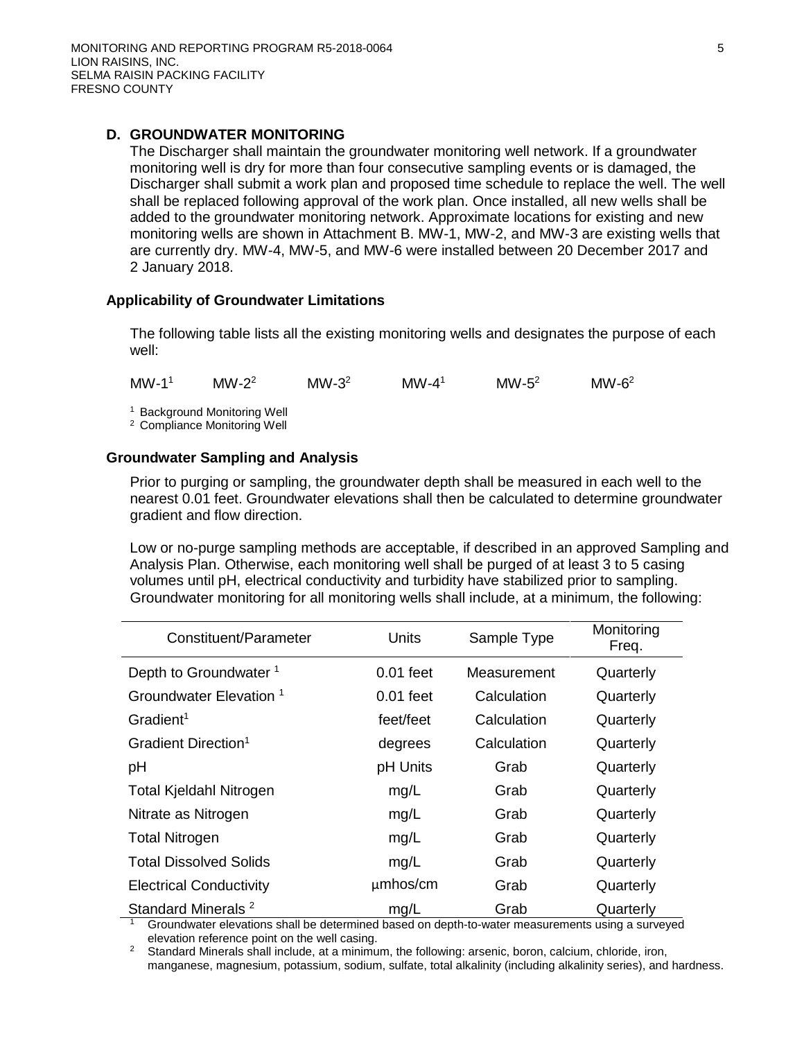## D. GROUNDWATER MONITORING

The Discharger shall maintain the groundwater monitoring well network. If a groundwater monitoring well is dry for more than four consecutive sampling events or is damaged, the Discharger shall submit a work plan and proposed time schedule to replace the well. The well shall be replaced following approval of the work plan. Once installed, all new wells shall be added to the groundwater monitoring network. Approximate locations for existing and new monitoring wells are shown in Attachment B. MW-1, MW-2, and MW-3 are existing wells that are currently dry. MW-4, MW-5, and MW-6 were installed between 20 December 2017 and 2 January 2018.

### Applicability of Groundwater Limitations

The following table lists all the existing monitoring wells and designates the purpose of each well:

MW-1[1]     MW-2[2]     MW-3[2]     MW-4[1]     MW-5[2]     MW-6[2]

[1] Background Monitoring Well
[2] Compliance Monitoring Well

### Groundwater Sampling and Analysis

Prior to purging or sampling, the groundwater depth shall be measured in each well to the nearest 0.01 feet. Groundwater elevations shall then be calculated to determine groundwater gradient and flow direction.

Low or no-purge sampling methods are acceptable, if described in an approved Sampling and Analysis Plan. Otherwise, each monitoring well shall be purged of at least 3 to 5 casing volumes until pH, electrical conductivity and turbidity have stabilized prior to sampling. Groundwater monitoring for all monitoring wells shall include, at a minimum, the following:

| Constituent/Parameter | Units | Sample Type | Monitoring Freq. |
|---|---|---|---|
| Depth to Groundwater [1] | 0.01 feet | Measurement | Quarterly |
| Groundwater Elevation [1] | 0.01 feet | Calculation | Quarterly |
| Gradient[1] | feet/feet | Calculation | Quarterly |
| Gradient Direction[1] | degrees | Calculation | Quarterly |
| pH | pH Units | Grab | Quarterly |
| Total Kjeldahl Nitrogen | mg/L | Grab | Quarterly |
| Nitrate as Nitrogen | mg/L | Grab | Quarterly |
| Total Nitrogen | mg/L | Grab | Quarterly |
| Total Dissolved Solids | mg/L | Grab | Quarterly |
| Electrical Conductivity | µmhos/cm | Grab | Quarterly |
| Standard Minerals [2] | mg/L | Grab | Quarterly |

[1] Groundwater elevations shall be determined based on depth-to-water measurements using a surveyed elevation reference point on the well casing.

[2] Standard Minerals shall include, at a minimum, the following: arsenic, boron, calcium, chloride, iron, manganese, magnesium, potassium, sodium, sulfate, total alkalinity (including alkalinity series), and hardness.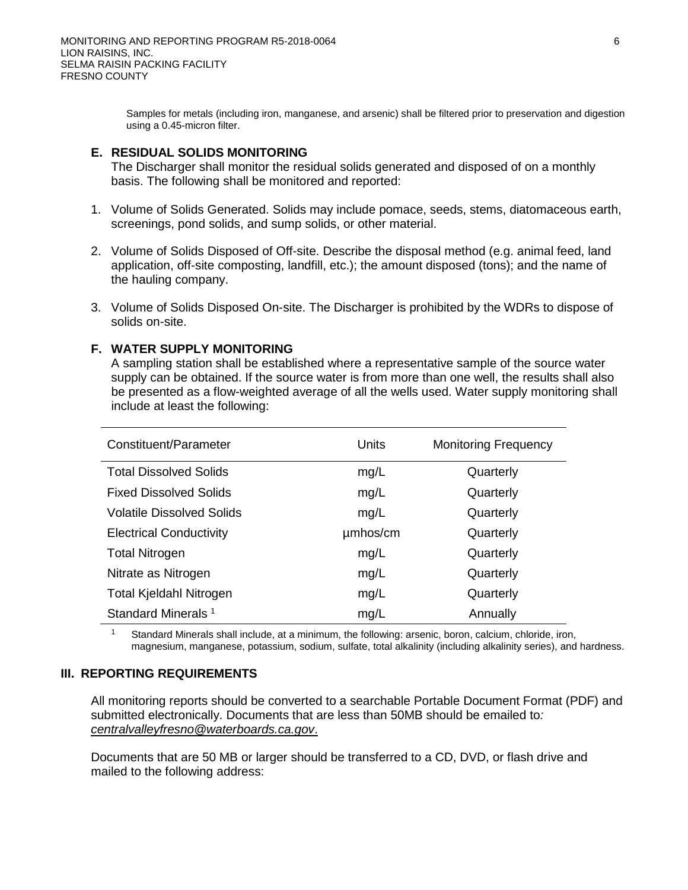Samples for metals (including iron, manganese, and arsenic) shall be filtered prior to preservation and digestion using a 0.45-micron filter.

### E. RESIDUAL SOLIDS MONITORING

The Discharger shall monitor the residual solids generated and disposed of on a monthly basis. The following shall be monitored and reported:

1. Volume of Solids Generated. Solids may include pomace, seeds, stems, diatomaceous earth, screenings, pond solids, and sump solids, or other material.

2. Volume of Solids Disposed of Off-site. Describe the disposal method (e.g. animal feed, land application, off-site composting, landfill, etc.); the amount disposed (tons); and the name of the hauling company.

3. Volume of Solids Disposed On-site. The Discharger is prohibited by the WDRs to dispose of solids on-site.

### F. WATER SUPPLY MONITORING

A sampling station shall be established where a representative sample of the source water supply can be obtained. If the source water is from more than one well, the results shall also be presented as a flow-weighted average of all the wells used. Water supply monitoring shall include at least the following:

| Constituent/Parameter | Units | Monitoring Frequency |
|---|---|---|
| Total Dissolved Solids | mg/L | Quarterly |
| Fixed Dissolved Solids | mg/L | Quarterly |
| Volatile Dissolved Solids | mg/L | Quarterly |
| Electrical Conductivity | µmhos/cm | Quarterly |
| Total Nitrogen | mg/L | Quarterly |
| Nitrate as Nitrogen | mg/L | Quarterly |
| Total Kjeldahl Nitrogen | mg/L | Quarterly |
| Standard Minerals [1] | mg/L | Annually |

[1] Standard Minerals shall include, at a minimum, the following: arsenic, boron, calcium, chloride, iron, magnesium, manganese, potassium, sodium, sulfate, total alkalinity (including alkalinity series), and hardness.

## III. REPORTING REQUIREMENTS

All monitoring reports should be converted to a searchable Portable Document Format (PDF) and submitted electronically. Documents that are less than 50MB should be emailed to*:* *centralvalleyfresno@waterboards.ca.gov*.

Documents that are 50 MB or larger should be transferred to a CD, DVD, or flash drive and mailed to the following address: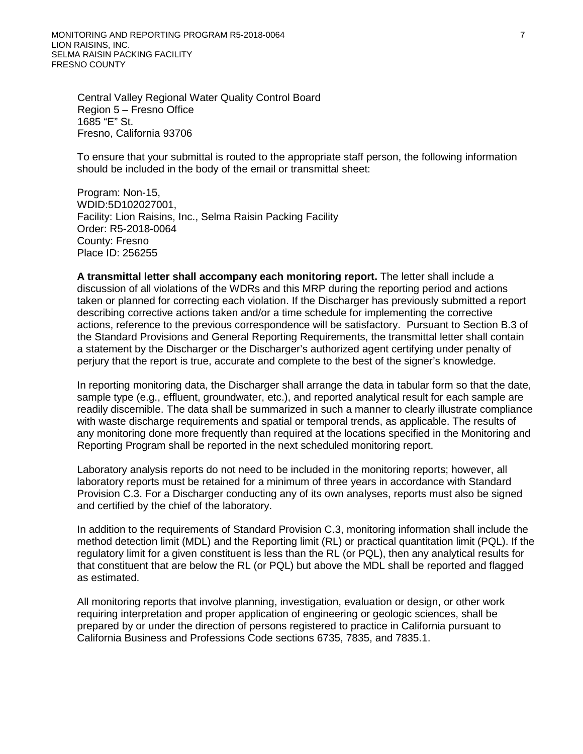Central Valley Regional Water Quality Control Board
Region 5 – Fresno Office
1685 "E" St.
Fresno, California 93706

To ensure that your submittal is routed to the appropriate staff person, the following information should be included in the body of the email or transmittal sheet:

Program: Non-15,
WDID:5D102027001,
Facility: Lion Raisins, Inc., Selma Raisin Packing Facility
Order: R5-2018-0064
County: Fresno
Place ID: 256255

**A transmittal letter shall accompany each monitoring report.** The letter shall include a discussion of all violations of the WDRs and this MRP during the reporting period and actions taken or planned for correcting each violation. If the Discharger has previously submitted a report describing corrective actions taken and/or a time schedule for implementing the corrective actions, reference to the previous correspondence will be satisfactory. Pursuant to Section B.3 of the Standard Provisions and General Reporting Requirements, the transmittal letter shall contain a statement by the Discharger or the Discharger's authorized agent certifying under penalty of perjury that the report is true, accurate and complete to the best of the signer's knowledge.

In reporting monitoring data, the Discharger shall arrange the data in tabular form so that the date, sample type (e.g., effluent, groundwater, etc.), and reported analytical result for each sample are readily discernible. The data shall be summarized in such a manner to clearly illustrate compliance with waste discharge requirements and spatial or temporal trends, as applicable. The results of any monitoring done more frequently than required at the locations specified in the Monitoring and Reporting Program shall be reported in the next scheduled monitoring report.

Laboratory analysis reports do not need to be included in the monitoring reports; however, all laboratory reports must be retained for a minimum of three years in accordance with Standard Provision C.3. For a Discharger conducting any of its own analyses, reports must also be signed and certified by the chief of the laboratory.

In addition to the requirements of Standard Provision C.3, monitoring information shall include the method detection limit (MDL) and the Reporting limit (RL) or practical quantitation limit (PQL). If the regulatory limit for a given constituent is less than the RL (or PQL), then any analytical results for that constituent that are below the RL (or PQL) but above the MDL shall be reported and flagged as estimated.

All monitoring reports that involve planning, investigation, evaluation or design, or other work requiring interpretation and proper application of engineering or geologic sciences, shall be prepared by or under the direction of persons registered to practice in California pursuant to California Business and Professions Code sections 6735, 7835, and 7835.1.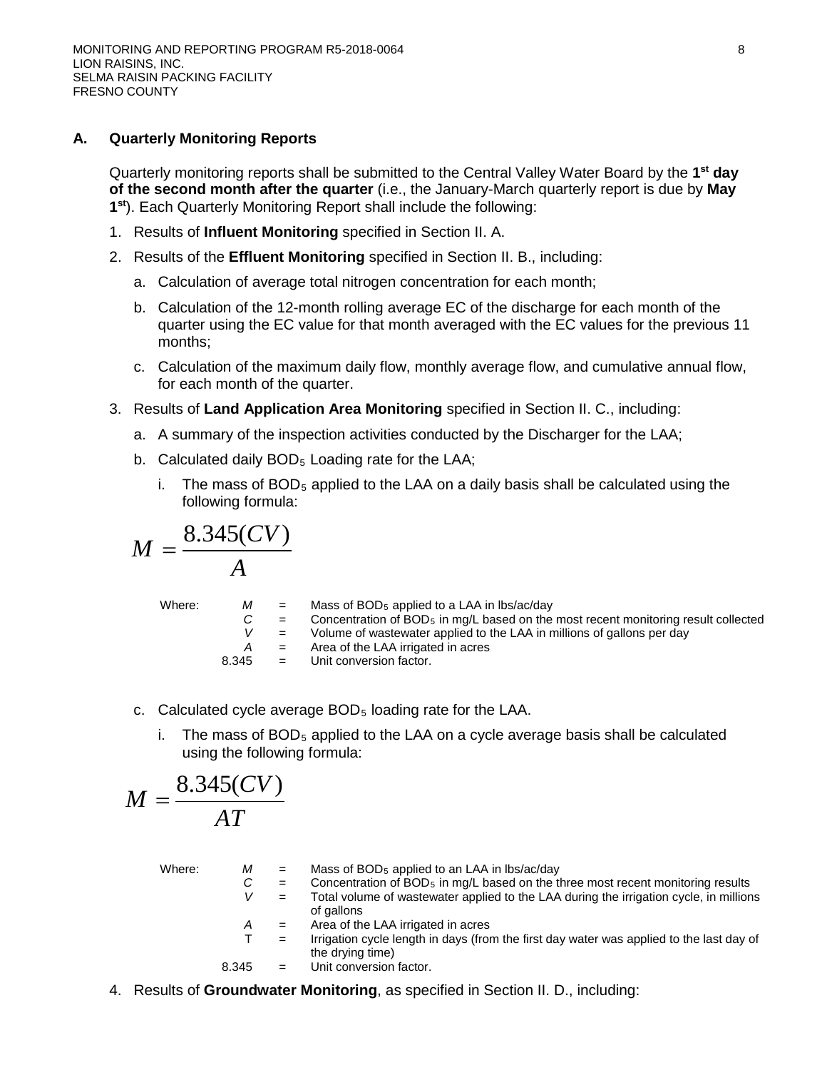### A. Quarterly Monitoring Reports

Quarterly monitoring reports shall be submitted to the Central Valley Water Board by the **1st day of the second month after the quarter** (i.e., the January-March quarterly report is due by **May 1st**). Each Quarterly Monitoring Report shall include the following:

1. Results of **Influent Monitoring** specified in Section II. A.
2. Results of the **Effluent Monitoring** specified in Section II. B., including:
   a. Calculation of average total nitrogen concentration for each month;
   b. Calculation of the 12-month rolling average EC of the discharge for each month of the quarter using the EC value for that month averaged with the EC values for the previous 11 months;
   c. Calculation of the maximum daily flow, monthly average flow, and cumulative annual flow, for each month of the quarter.
3. Results of **Land Application Area Monitoring** specified in Section II. C., including:
   a. A summary of the inspection activities conducted by the Discharger for the LAA;
   b. Calculated daily $BOD_5$ Loading rate for the LAA;
      i. The mass of $BOD_5$ applied to the LAA on a daily basis shall be calculated using the following formula:

$$M = \frac{8.345(CV)}{A}$$

| Where: | | | |
|---|---|---|---|
| | $M$ | = | Mass of $BOD_5$ applied to a LAA in lbs/ac/day |
| | $C$ | = | Concentration of $BOD_5$ in mg/L based on the most recent monitoring result collected |
| | $V$ | = | Volume of wastewater applied to the LAA in millions of gallons per day |
| | $A$ | = | Area of the LAA irrigated in acres |
| | 8.345 | = | Unit conversion factor. |

   c. Calculated cycle average $BOD_5$ loading rate for the LAA.
      i. The mass of $BOD_5$ applied to the LAA on a cycle average basis shall be calculated using the following formula:

$$M = \frac{8.345(CV)}{AT}$$

| Where: | | | |
|---|---|---|---|
| | $M$ | = | Mass of $BOD_5$ applied to an LAA in lbs/ac/day |
| | $C$ | = | Concentration of $BOD_5$ in mg/L based on the three most recent monitoring results |
| | $V$ | = | Total volume of wastewater applied to the LAA during the irrigation cycle, in millions of gallons |
| | $A$ | = | Area of the LAA irrigated in acres |
| | T | = | Irrigation cycle length in days (from the first day water was applied to the last day of the drying time) |
| | 8.345 | = | Unit conversion factor. |

4. Results of **Groundwater Monitoring**, as specified in Section II. D., including: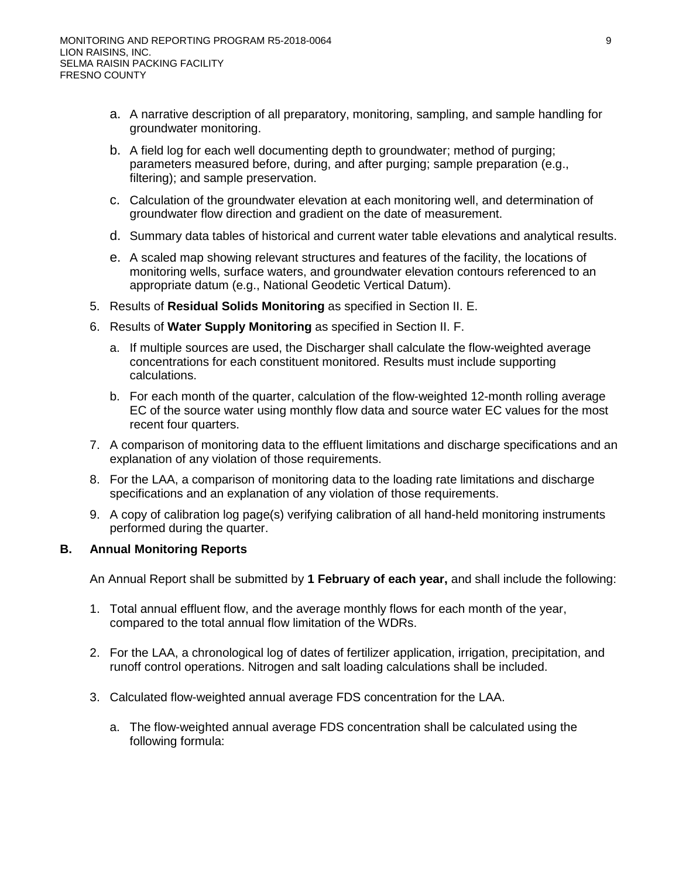a. A narrative description of all preparatory, monitoring, sampling, and sample handling for groundwater monitoring.

b. A field log for each well documenting depth to groundwater; method of purging; parameters measured before, during, and after purging; sample preparation (e.g., filtering); and sample preservation.

c. Calculation of the groundwater elevation at each monitoring well, and determination of groundwater flow direction and gradient on the date of measurement.

d. Summary data tables of historical and current water table elevations and analytical results.

e. A scaled map showing relevant structures and features of the facility, the locations of monitoring wells, surface waters, and groundwater elevation contours referenced to an appropriate datum (e.g., National Geodetic Vertical Datum).

5. Results of **Residual Solids Monitoring** as specified in Section II. E.

6. Results of **Water Supply Monitoring** as specified in Section II. F.

   a. If multiple sources are used, the Discharger shall calculate the flow-weighted average concentrations for each constituent monitored. Results must include supporting calculations.

   b. For each month of the quarter, calculation of the flow-weighted 12-month rolling average EC of the source water using monthly flow data and source water EC values for the most recent four quarters.

7. A comparison of monitoring data to the effluent limitations and discharge specifications and an explanation of any violation of those requirements.

8. For the LAA, a comparison of monitoring data to the loading rate limitations and discharge specifications and an explanation of any violation of those requirements.

9. A copy of calibration log page(s) verifying calibration of all hand-held monitoring instruments performed during the quarter.

## B. Annual Monitoring Reports

An Annual Report shall be submitted by **1 February of each year,** and shall include the following:

1. Total annual effluent flow, and the average monthly flows for each month of the year, compared to the total annual flow limitation of the WDRs.

2. For the LAA, a chronological log of dates of fertilizer application, irrigation, precipitation, and runoff control operations. Nitrogen and salt loading calculations shall be included.

3. Calculated flow-weighted annual average FDS concentration for the LAA.

   a. The flow-weighted annual average FDS concentration shall be calculated using the following formula: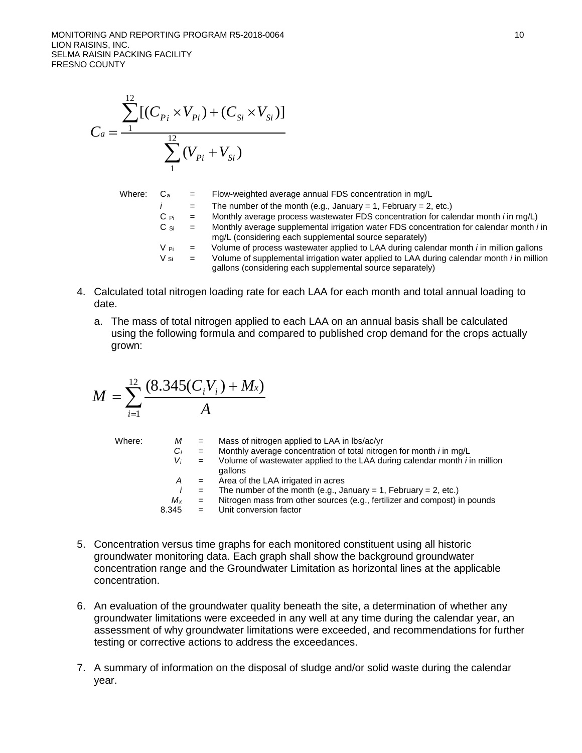$$C_a = \frac{\sum_{1}^{12}[(C_{Pi} \times V_{Pi}) + (C_{Si} \times V_{Si})]}{\sum_{1}^{12}(V_{Pi} + V_{Si})}$$

Where:

| | | |
|---|---|---|
| $C_a$ | = | Flow-weighted average annual FDS concentration in mg/L |
| $i$ | = | The number of the month (e.g., January = 1, February = 2, etc.) |
| $C_{Pi}$ | = | Monthly average process wastewater FDS concentration for calendar month *i* in mg/L) |
| $C_{Si}$ | = | Monthly average supplemental irrigation water FDS concentration for calendar month *i* in mg/L (considering each supplemental source separately) |
| $V_{Pi}$ | = | Volume of process wastewater applied to LAA during calendar month *i* in million gallons |
| $V_{Si}$ | = | Volume of supplemental irrigation water applied to LAA during calendar month *i* in million gallons (considering each supplemental source separately) |

4. Calculated total nitrogen loading rate for each LAA for each month and total annual loading to date.

   a. The mass of total nitrogen applied to each LAA on an annual basis shall be calculated using the following formula and compared to published crop demand for the crops actually grown:

$$M = \sum_{i=1}^{12} \frac{(8.345(C_i V_i) + M_x)}{A}$$

Where:

| | | |
|---|---|---|
| $M$ | = | Mass of nitrogen applied to LAA in lbs/ac/yr |
| $C_i$ | = | Monthly average concentration of total nitrogen for month *i* in mg/L |
| $V_i$ | = | Volume of wastewater applied to the LAA during calendar month *i* in million gallons |
| $A$ | = | Area of the LAA irrigated in acres |
| $i$ | = | The number of the month (e.g., January = 1, February = 2, etc.) |
| $M_x$ | = | Nitrogen mass from other sources (e.g., fertilizer and compost) in pounds |
| 8.345 | = | Unit conversion factor |

5. Concentration versus time graphs for each monitored constituent using all historic groundwater monitoring data. Each graph shall show the background groundwater concentration range and the Groundwater Limitation as horizontal lines at the applicable concentration.

6. An evaluation of the groundwater quality beneath the site, a determination of whether any groundwater limitations were exceeded in any well at any time during the calendar year, an assessment of why groundwater limitations were exceeded, and recommendations for further testing or corrective actions to address the exceedances.

7. A summary of information on the disposal of sludge and/or solid waste during the calendar year.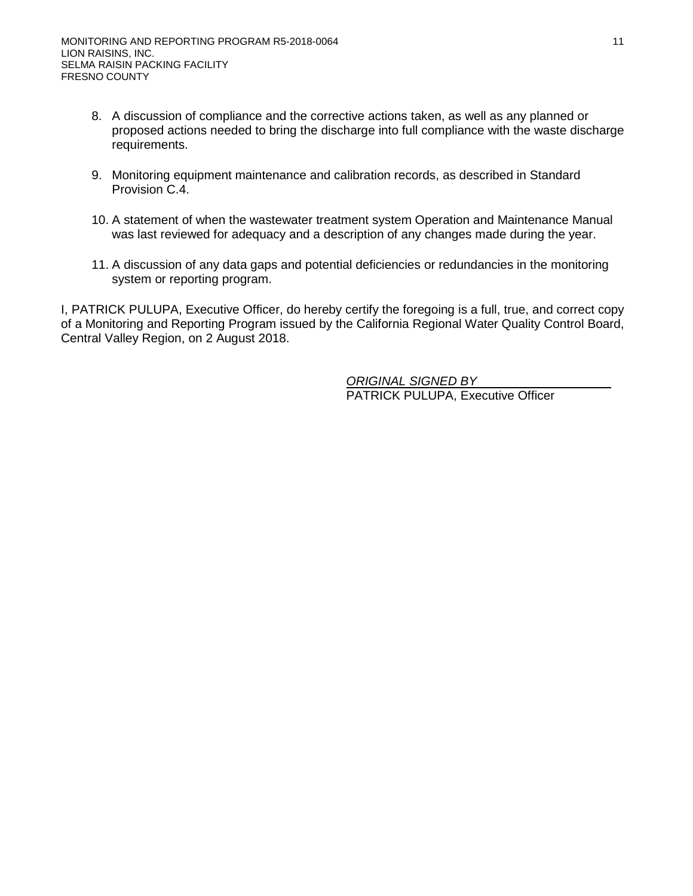8. A discussion of compliance and the corrective actions taken, as well as any planned or proposed actions needed to bring the discharge into full compliance with the waste discharge requirements.

9. Monitoring equipment maintenance and calibration records, as described in Standard Provision C.4.

10. A statement of when the wastewater treatment system Operation and Maintenance Manual was last reviewed for adequacy and a description of any changes made during the year.

11. A discussion of any data gaps and potential deficiencies or redundancies in the monitoring system or reporting program.

I, PATRICK PULUPA, Executive Officer, do hereby certify the foregoing is a full, true, and correct copy of a Monitoring and Reporting Program issued by the California Regional Water Quality Control Board, Central Valley Region, on 2 August 2018.

*ORIGINAL SIGNED BY*
PATRICK PULUPA, Executive Officer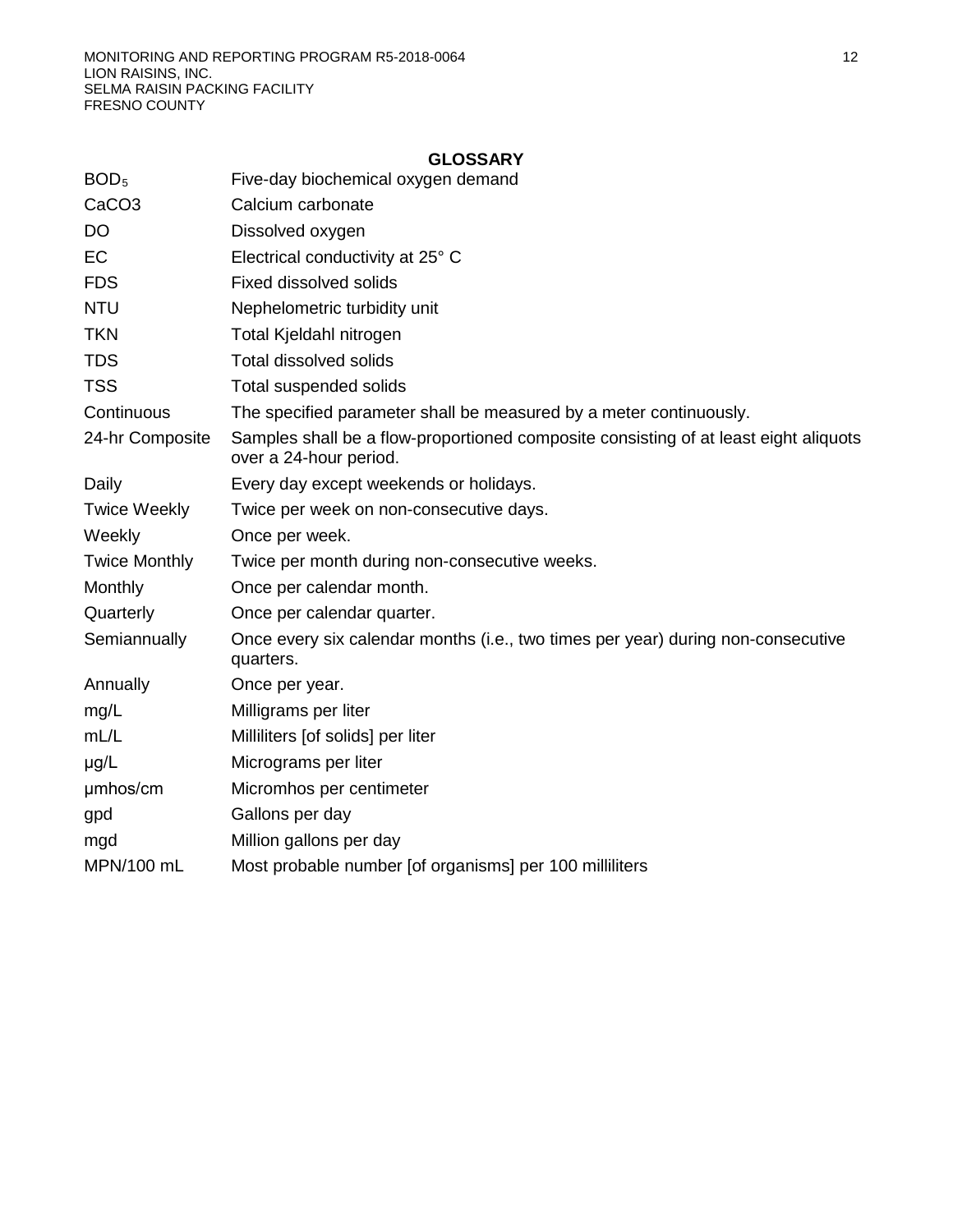## GLOSSARY

| | |
|---|---|
| $BOD_5$ | Five-day biochemical oxygen demand |
| $CaCO_3$ | Calcium carbonate |
| DO | Dissolved oxygen |
| EC | Electrical conductivity at 25° C |
| FDS | Fixed dissolved solids |
| NTU | Nephelometric turbidity unit |
| TKN | Total Kjeldahl nitrogen |
| TDS | Total dissolved solids |
| TSS | Total suspended solids |
| Continuous | The specified parameter shall be measured by a meter continuously. |
| 24-hr Composite | Samples shall be a flow-proportioned composite consisting of at least eight aliquots over a 24-hour period. |
| Daily | Every day except weekends or holidays. |
| Twice Weekly | Twice per week on non-consecutive days. |
| Weekly | Once per week. |
| Twice Monthly | Twice per month during non-consecutive weeks. |
| Monthly | Once per calendar month. |
| Quarterly | Once per calendar quarter. |
| Semiannually | Once every six calendar months (i.e., two times per year) during non-consecutive quarters. |
| Annually | Once per year. |
| mg/L | Milligrams per liter |
| mL/L | Milliliters [of solids] per liter |
| µg/L | Micrograms per liter |
| µmhos/cm | Micromhos per centimeter |
| gpd | Gallons per day |
| mgd | Million gallons per day |
| MPN/100 mL | Most probable number [of organisms] per 100 milliliters |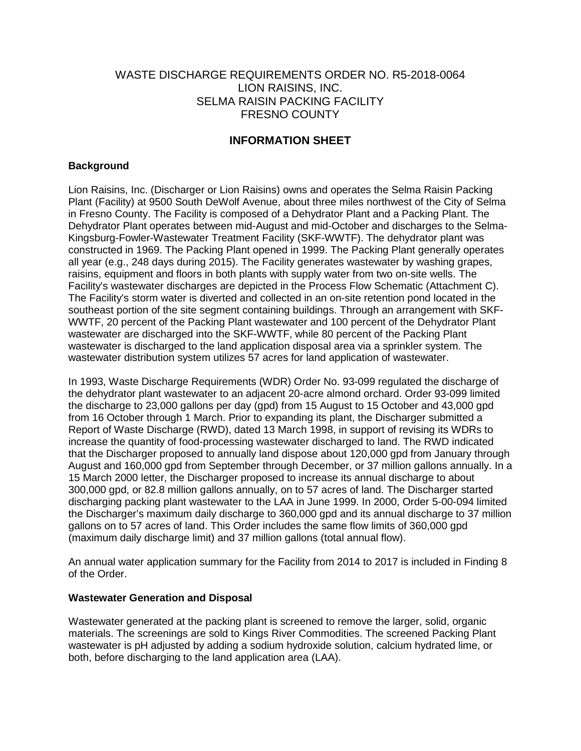# WASTE DISCHARGE REQUIREMENTS ORDER NO. R5-2018-0064
# LION RAISINS, INC.
# SELMA RAISIN PACKING FACILITY
# FRESNO COUNTY

## INFORMATION SHEET

### Background

Lion Raisins, Inc. (Discharger or Lion Raisins) owns and operates the Selma Raisin Packing Plant (Facility) at 9500 South DeWolf Avenue, about three miles northwest of the City of Selma in Fresno County. The Facility is composed of a Dehydrator Plant and a Packing Plant. The Dehydrator Plant operates between mid-August and mid-October and discharges to the Selma-Kingsburg-Fowler-Wastewater Treatment Facility (SKF-WWTF). The dehydrator plant was constructed in 1969. The Packing Plant opened in 1999. The Packing Plant generally operates all year (e.g., 248 days during 2015). The Facility generates wastewater by washing grapes, raisins, equipment and floors in both plants with supply water from two on-site wells. The Facility's wastewater discharges are depicted in the Process Flow Schematic (Attachment C). The Facility's storm water is diverted and collected in an on-site retention pond located in the southeast portion of the site segment containing buildings. Through an arrangement with SKF-WWTF, 20 percent of the Packing Plant wastewater and 100 percent of the Dehydrator Plant wastewater are discharged into the SKF-WWTF, while 80 percent of the Packing Plant wastewater is discharged to the land application disposal area via a sprinkler system. The wastewater distribution system utilizes 57 acres for land application of wastewater.

In 1993, Waste Discharge Requirements (WDR) Order No. 93-099 regulated the discharge of the dehydrator plant wastewater to an adjacent 20-acre almond orchard. Order 93-099 limited the discharge to 23,000 gallons per day (gpd) from 15 August to 15 October and 43,000 gpd from 16 October through 1 March. Prior to expanding its plant, the Discharger submitted a Report of Waste Discharge (RWD), dated 13 March 1998, in support of revising its WDRs to increase the quantity of food-processing wastewater discharged to land. The RWD indicated that the Discharger proposed to annually land dispose about 120,000 gpd from January through August and 160,000 gpd from September through December, or 37 million gallons annually. In a 15 March 2000 letter, the Discharger proposed to increase its annual discharge to about 300,000 gpd, or 82.8 million gallons annually, on to 57 acres of land. The Discharger started discharging packing plant wastewater to the LAA in June 1999. In 2000, Order 5-00-094 limited the Discharger's maximum daily discharge to 360,000 gpd and its annual discharge to 37 million gallons on to 57 acres of land. This Order includes the same flow limits of 360,000 gpd (maximum daily discharge limit) and 37 million gallons (total annual flow).

An annual water application summary for the Facility from 2014 to 2017 is included in Finding 8 of the Order.

### Wastewater Generation and Disposal

Wastewater generated at the packing plant is screened to remove the larger, solid, organic materials. The screenings are sold to Kings River Commodities. The screened Packing Plant wastewater is pH adjusted by adding a sodium hydroxide solution, calcium hydrated lime, or both, before discharging to the land application area (LAA).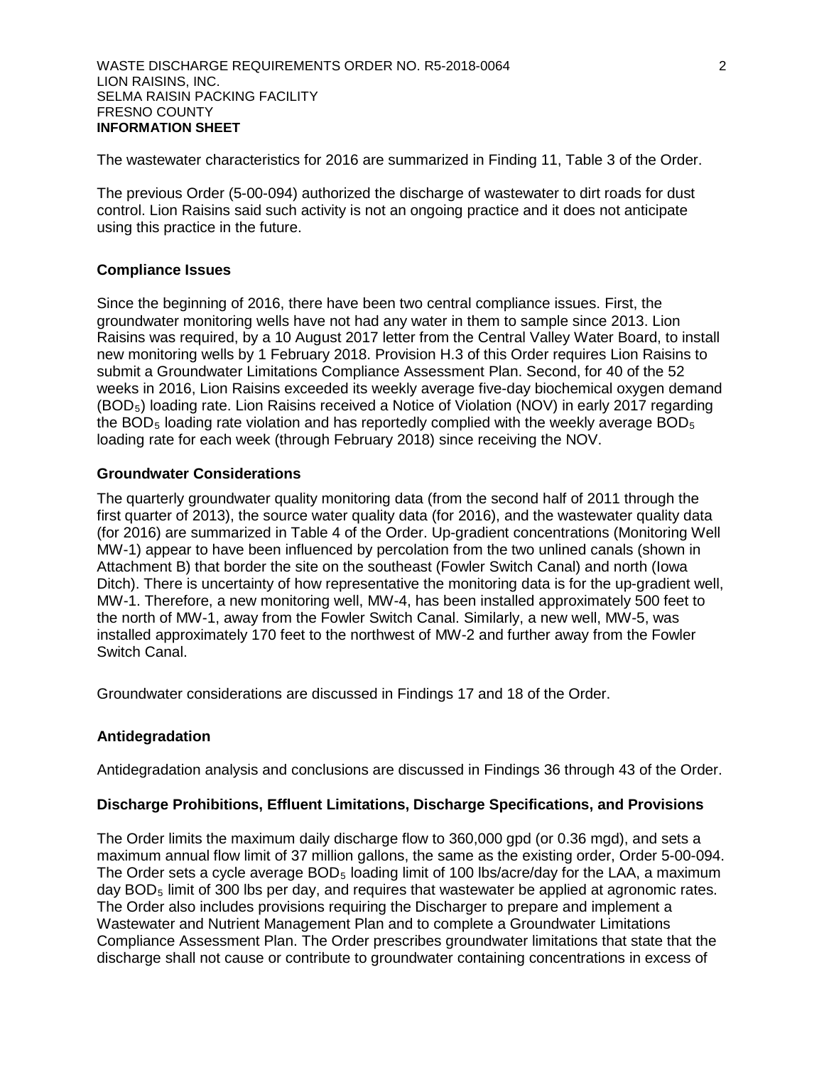The wastewater characteristics for 2016 are summarized in Finding 11, Table 3 of the Order.

The previous Order (5-00-094) authorized the discharge of wastewater to dirt roads for dust control. Lion Raisins said such activity is not an ongoing practice and it does not anticipate using this practice in the future.

### Compliance Issues

Since the beginning of 2016, there have been two central compliance issues. First, the groundwater monitoring wells have not had any water in them to sample since 2013. Lion Raisins was required, by a 10 August 2017 letter from the Central Valley Water Board, to install new monitoring wells by 1 February 2018. Provision H.3 of this Order requires Lion Raisins to submit a Groundwater Limitations Compliance Assessment Plan. Second, for 40 of the 52 weeks in 2016, Lion Raisins exceeded its weekly average five-day biochemical oxygen demand ($BOD_5$) loading rate. Lion Raisins received a Notice of Violation (NOV) in early 2017 regarding the $BOD_5$ loading rate violation and has reportedly complied with the weekly average $BOD_5$ loading rate for each week (through February 2018) since receiving the NOV.

### Groundwater Considerations

The quarterly groundwater quality monitoring data (from the second half of 2011 through the first quarter of 2013), the source water quality data (for 2016), and the wastewater quality data (for 2016) are summarized in Table 4 of the Order. Up-gradient concentrations (Monitoring Well MW-1) appear to have been influenced by percolation from the two unlined canals (shown in Attachment B) that border the site on the southeast (Fowler Switch Canal) and north (Iowa Ditch). There is uncertainty of how representative the monitoring data is for the up-gradient well, MW-1. Therefore, a new monitoring well, MW-4, has been installed approximately 500 feet to the north of MW-1, away from the Fowler Switch Canal. Similarly, a new well, MW-5, was installed approximately 170 feet to the northwest of MW-2 and further away from the Fowler Switch Canal.

Groundwater considerations are discussed in Findings 17 and 18 of the Order.

### Antidegradation

Antidegradation analysis and conclusions are discussed in Findings 36 through 43 of the Order.

### Discharge Prohibitions, Effluent Limitations, Discharge Specifications, and Provisions

The Order limits the maximum daily discharge flow to 360,000 gpd (or 0.36 mgd), and sets a maximum annual flow limit of 37 million gallons, the same as the existing order, Order 5-00-094. The Order sets a cycle average $BOD_5$ loading limit of 100 lbs/acre/day for the LAA, a maximum day $BOD_5$ limit of 300 lbs per day, and requires that wastewater be applied at agronomic rates. The Order also includes provisions requiring the Discharger to prepare and implement a Wastewater and Nutrient Management Plan and to complete a Groundwater Limitations Compliance Assessment Plan. The Order prescribes groundwater limitations that state that the discharge shall not cause or contribute to groundwater containing concentrations in excess of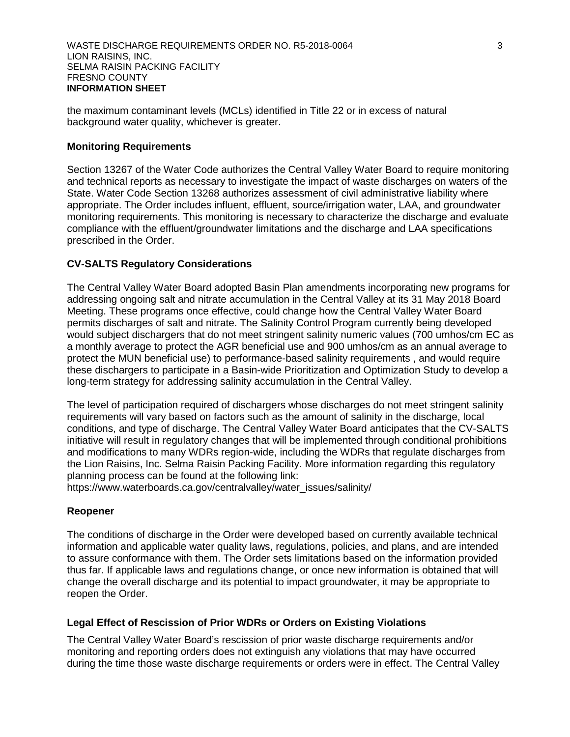the maximum contaminant levels (MCLs) identified in Title 22 or in excess of natural background water quality, whichever is greater.

**Monitoring Requirements**

Section 13267 of the Water Code authorizes the Central Valley Water Board to require monitoring and technical reports as necessary to investigate the impact of waste discharges on waters of the State. Water Code Section 13268 authorizes assessment of civil administrative liability where appropriate. The Order includes influent, effluent, source/irrigation water, LAA, and groundwater monitoring requirements. This monitoring is necessary to characterize the discharge and evaluate compliance with the effluent/groundwater limitations and the discharge and LAA specifications prescribed in the Order.

**CV-SALTS Regulatory Considerations**

The Central Valley Water Board adopted Basin Plan amendments incorporating new programs for addressing ongoing salt and nitrate accumulation in the Central Valley at its 31 May 2018 Board Meeting. These programs once effective, could change how the Central Valley Water Board permits discharges of salt and nitrate. The Salinity Control Program currently being developed would subject dischargers that do not meet stringent salinity numeric values (700 umhos/cm EC as a monthly average to protect the AGR beneficial use and 900 umhos/cm as an annual average to protect the MUN beneficial use) to performance-based salinity requirements , and would require these dischargers to participate in a Basin-wide Prioritization and Optimization Study to develop a long-term strategy for addressing salinity accumulation in the Central Valley.

The level of participation required of dischargers whose discharges do not meet stringent salinity requirements will vary based on factors such as the amount of salinity in the discharge, local conditions, and type of discharge. The Central Valley Water Board anticipates that the CV-SALTS initiative will result in regulatory changes that will be implemented through conditional prohibitions and modifications to many WDRs region-wide, including the WDRs that regulate discharges from the Lion Raisins, Inc. Selma Raisin Packing Facility. More information regarding this regulatory planning process can be found at the following link:
https://www.waterboards.ca.gov/centralvalley/water_issues/salinity/

**Reopener**

The conditions of discharge in the Order were developed based on currently available technical information and applicable water quality laws, regulations, policies, and plans, and are intended to assure conformance with them. The Order sets limitations based on the information provided thus far. If applicable laws and regulations change, or once new information is obtained that will change the overall discharge and its potential to impact groundwater, it may be appropriate to reopen the Order.

**Legal Effect of Rescission of Prior WDRs or Orders on Existing Violations**

The Central Valley Water Board's rescission of prior waste discharge requirements and/or monitoring and reporting orders does not extinguish any violations that may have occurred during the time those waste discharge requirements or orders were in effect. The Central Valley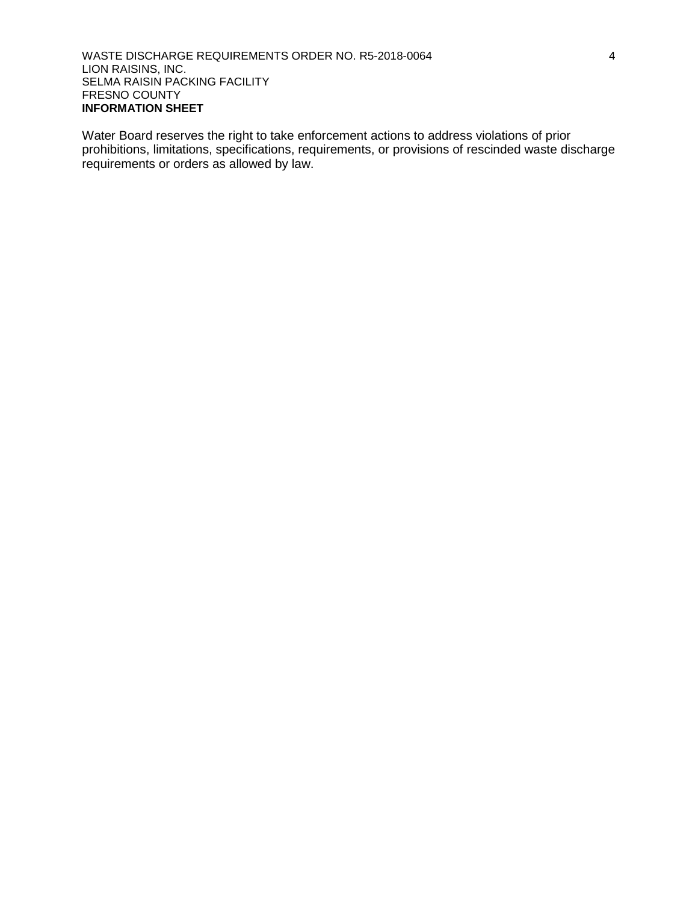Water Board reserves the right to take enforcement actions to address violations of prior prohibitions, limitations, specifications, requirements, or provisions of rescinded waste discharge requirements or orders as allowed by law.